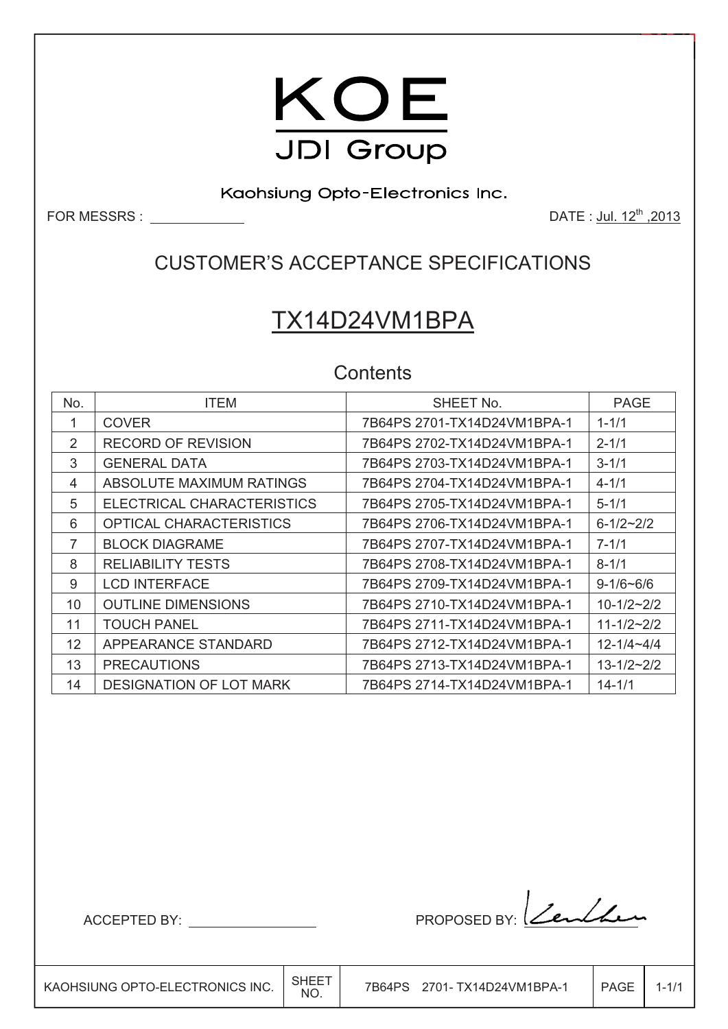# KOE

JDI Group

Kaohsiung Opto-Electronics Inc.

FOR MESSRS : ____________

DATE : Jul. 12th ,2013

## CUSTOMER'S ACCEPTANCE SPECIFICATIONS

## TX14D24VM1BPA

### Contents

| No. | ITEM | SHEET No. | PAGE |
|---|---|---|---|
| 1 | COVER | 7B64PS 2701-TX14D24VM1BPA-1 | 1-1/1 |
| 2 | RECORD OF REVISION | 7B64PS 2702-TX14D24VM1BPA-1 | 2-1/1 |
| 3 | GENERAL DATA | 7B64PS 2703-TX14D24VM1BPA-1 | 3-1/1 |
| 4 | ABSOLUTE MAXIMUM RATINGS | 7B64PS 2704-TX14D24VM1BPA-1 | 4-1/1 |
| 5 | ELECTRICAL CHARACTERISTICS | 7B64PS 2705-TX14D24VM1BPA-1 | 5-1/1 |
| 6 | OPTICAL CHARACTERISTICS | 7B64PS 2706-TX14D24VM1BPA-1 | 6-1/2~2/2 |
| 7 | BLOCK DIAGRAME | 7B64PS 2707-TX14D24VM1BPA-1 | 7-1/1 |
| 8 | RELIABILITY TESTS | 7B64PS 2708-TX14D24VM1BPA-1 | 8-1/1 |
| 9 | LCD INTERFACE | 7B64PS 2709-TX14D24VM1BPA-1 | 9-1/6~6/6 |
| 10 | OUTLINE DIMENSIONS | 7B64PS 2710-TX14D24VM1BPA-1 | 10-1/2~2/2 |
| 11 | TOUCH PANEL | 7B64PS 2711-TX14D24VM1BPA-1 | 11-1/2~2/2 |
| 12 | APPEARANCE STANDARD | 7B64PS 2712-TX14D24VM1BPA-1 | 12-1/4~4/4 |
| 13 | PRECAUTIONS | 7B64PS 2713-TX14D24VM1BPA-1 | 13-1/2~2/2 |
| 14 | DESIGNATION OF LOT MARK | 7B64PS 2714-TX14D24VM1BPA-1 | 14-1/1 |

ACCEPTED BY: ____________

PROPOSED BY: ____________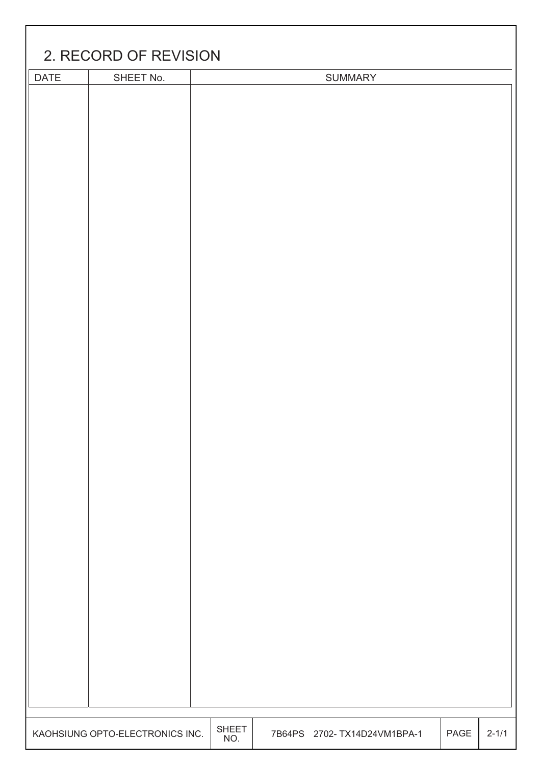## 2. RECORD OF REVISION

| DATE | SHEET No. | SUMMARY |
|---|---|---|
| | | |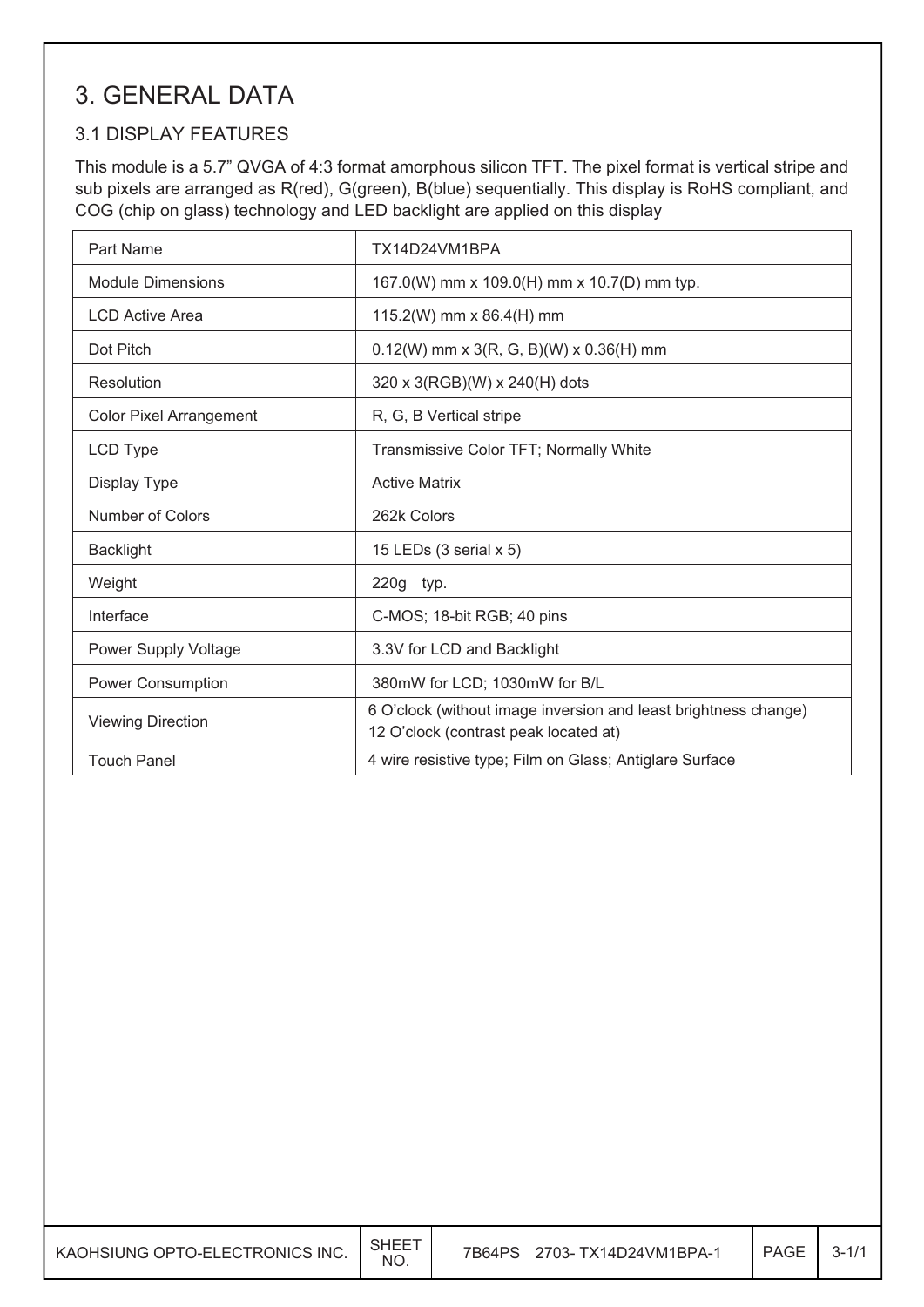# 3. GENERAL DATA

## 3.1 DISPLAY FEATURES

This module is a 5.7" QVGA of 4:3 format amorphous silicon TFT. The pixel format is vertical stripe and sub pixels are arranged as R(red), G(green), B(blue) sequentially. This display is RoHS compliant, and COG (chip on glass) technology and LED backlight are applied on this display

| Part Name | TX14D24VM1BPA |
|---|---|
| Module Dimensions | 167.0(W) mm x 109.0(H) mm x 10.7(D) mm typ. |
| LCD Active Area | 115.2(W) mm x 86.4(H) mm |
| Dot Pitch | 0.12(W) mm x 3(R, G, B)(W) x 0.36(H) mm |
| Resolution | 320 x 3(RGB)(W) x 240(H) dots |
| Color Pixel Arrangement | R, G, B Vertical stripe |
| LCD Type | Transmissive Color TFT; Normally White |
| Display Type | Active Matrix |
| Number of Colors | 262k Colors |
| Backlight | 15 LEDs (3 serial x 5) |
| Weight | 220g typ. |
| Interface | C-MOS; 18-bit RGB; 40 pins |
| Power Supply Voltage | 3.3V for LCD and Backlight |
| Power Consumption | 380mW for LCD; 1030mW for B/L |
| Viewing Direction | 6 O'clock (without image inversion and least brightness change)<br>12 O'clock (contrast peak located at) |
| Touch Panel | 4 wire resistive type; Film on Glass; Antiglare Surface |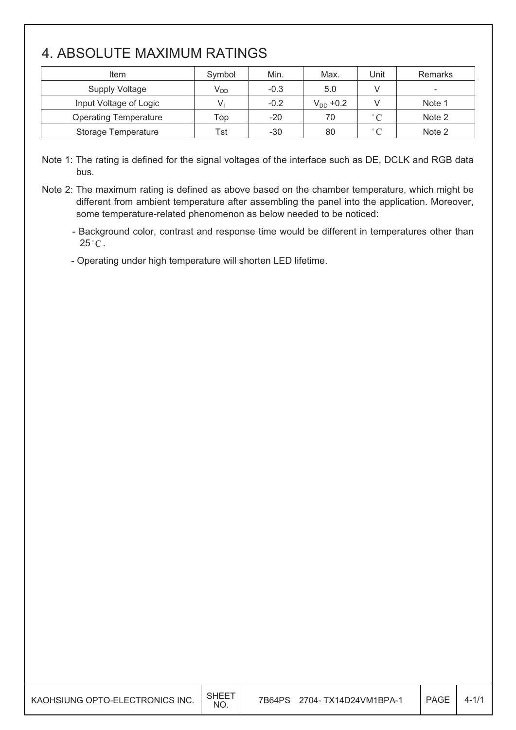# 4. ABSOLUTE MAXIMUM RATINGS

| Item | Symbol | Min. | Max. | Unit | Remarks |
|---|---|---|---|---|---|
| Supply Voltage | $V_{DD}$ | -0.3 | 5.0 | V | - |
| Input Voltage of Logic | $V_I$ | -0.2 | $V_{DD}$ +0.2 | V | Note 1 |
| Operating Temperature | Top | -20 | 70 | °C | Note 2 |
| Storage Temperature | Tst | -30 | 80 | °C | Note 2 |

Note 1: The rating is defined for the signal voltages of the interface such as DE, DCLK and RGB data bus.

Note 2: The maximum rating is defined as above based on the chamber temperature, which might be different from ambient temperature after assembling the panel into the application. Moreover, some temperature-related phenomenon as below needed to be noticed:

- Background color, contrast and response time would be different in temperatures other than 25°C.
- Operating under high temperature will shorten LED lifetime.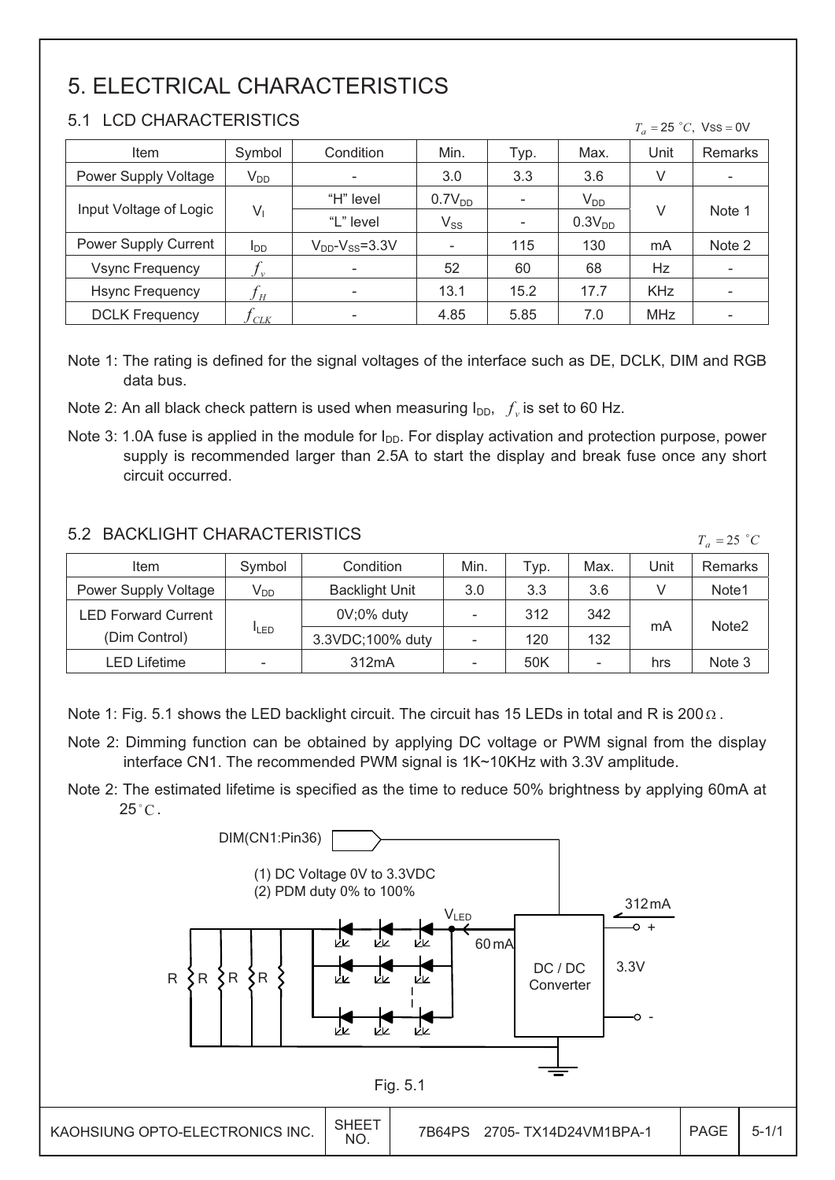# 5. ELECTRICAL CHARACTERISTICS

## 5.1 LCD CHARACTERISTICS

$T_a = 25\ ^{\circ}C$, VSS = 0V

| Item | Symbol | Condition | Min. | Typ. | Max. | Unit | Remarks |
|---|---|---|---|---|---|---|---|
| Power Supply Voltage | $V_{DD}$ | - | 3.0 | 3.3 | 3.6 | V | - |
| Input Voltage of Logic | $V_I$ | "H" level | $0.7V_{DD}$ | - | $V_{DD}$ | V | Note 1 |
| | | "L" level | $V_{SS}$ | - | $0.3V_{DD}$ | | |
| Power Supply Current | $I_{DD}$ | $V_{DD}$-$V_{SS}$=3.3V | - | 115 | 130 | mA | Note 2 |
| Vsync Frequency | $f_v$ | - | 52 | 60 | 68 | Hz | - |
| Hsync Frequency | $f_H$ | - | 13.1 | 15.2 | 17.7 | KHz | - |
| DCLK Frequency | $f_{CLK}$ | - | 4.85 | 5.85 | 7.0 | MHz | - |

Note 1: The rating is defined for the signal voltages of the interface such as DE, DCLK, DIM and RGB data bus.

Note 2: An all black check pattern is used when measuring $I_{DD}$, $f_v$ is set to 60 Hz.

Note 3: 1.0A fuse is applied in the module for $I_{DD}$. For display activation and protection purpose, power supply is recommended larger than 2.5A to start the display and break fuse once any short circuit occurred.

## 5.2 BACKLIGHT CHARACTERISTICS

$T_a = 25\ ^{\circ}C$

| Item | Symbol | Condition | Min. | Typ. | Max. | Unit | Remarks |
|---|---|---|---|---|---|---|---|
| Power Supply Voltage | $V_{DD}$ | Backlight Unit | 3.0 | 3.3 | 3.6 | V | Note1 |
| LED Forward Current (Dim Control) | $I_{LED}$ | 0V;0% duty | - | 312 | 342 | mA | Note2 |
| | | 3.3VDC;100% duty | - | 120 | 132 | | |
| LED Lifetime | - | 312mA | - | 50K | - | hrs | Note 3 |

Note 1: Fig. 5.1 shows the LED backlight circuit. The circuit has 15 LEDs in total and R is 200Ω.

Note 2: Dimming function can be obtained by applying DC voltage or PWM signal from the display interface CN1. The recommended PWM signal is 1K~10KHz with 3.3V amplitude.

Note 2: The estimated lifetime is specified as the time to reduce 50% brightness by applying 60mA at 25°C.

DIM(CN1:Pin36)

(1) DC Voltage 0V to 3.3VDC
(2) PDM duty 0% to 100%

$V_{LED}$ 60mA, DC / DC Converter, 312mA, 3.3V, R R R R

Fig. 5.1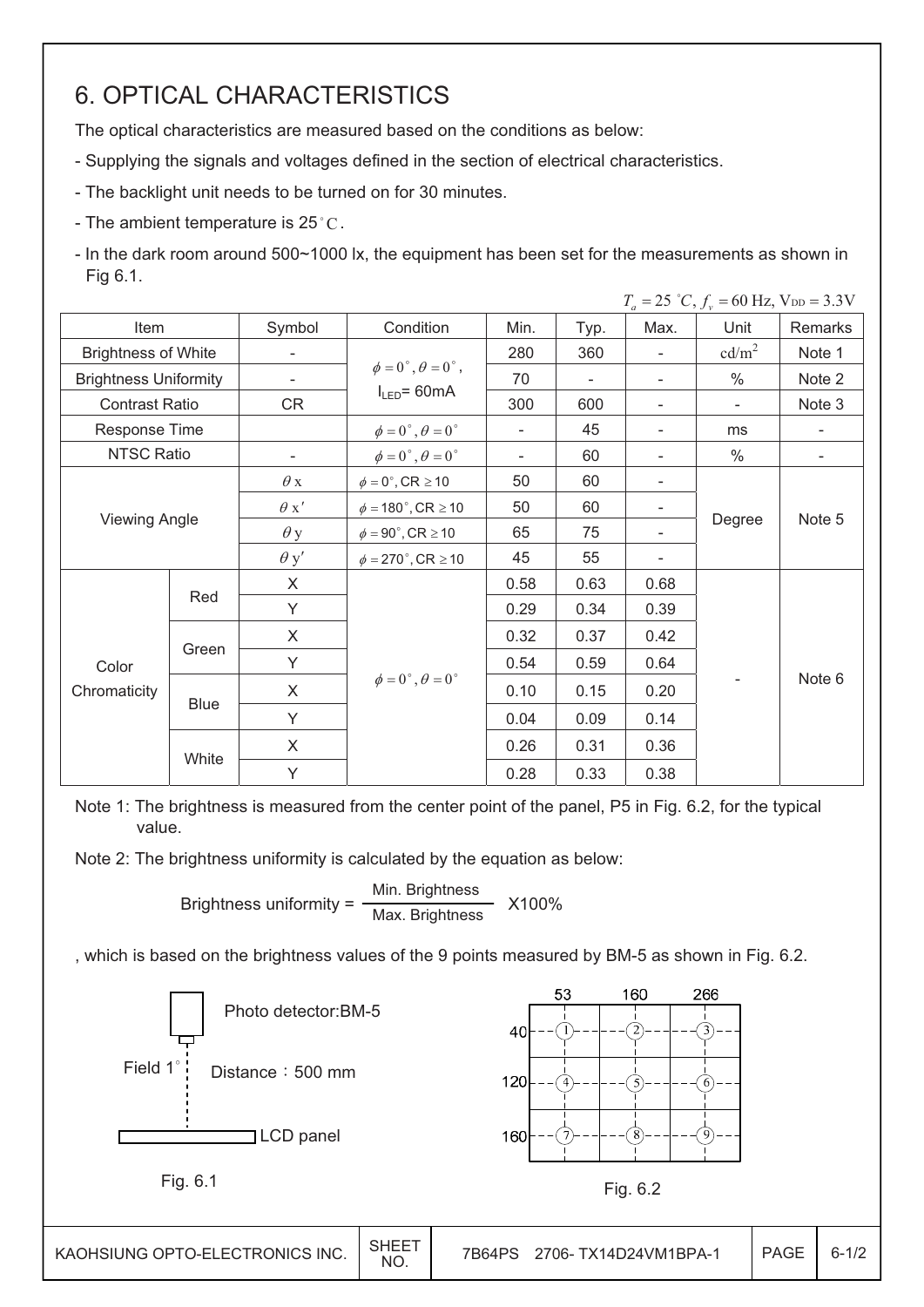# 6. OPTICAL CHARACTERISTICS

The optical characteristics are measured based on the conditions as below:

- Supplying the signals and voltages defined in the section of electrical characteristics.
- The backlight unit needs to be turned on for 30 minutes.
- The ambient temperature is 25°C.
- In the dark room around 500~1000 lx, the equipment has been set for the measurements as shown in Fig 6.1.

$T_a = 25\ ^\circ C,\ f_v = 60\ \text{Hz},\ V_{DD} = 3.3V$

| Item | | Symbol | Condition | Min. | Typ. | Max. | Unit | Remarks |
|---|---|---|---|---|---|---|---|---|
| Brightness of White | | - | $\phi = 0^\circ, \theta = 0^\circ$, $I_{LED}$= 60mA | 280 | 360 | - | $cd/m^2$ | Note 1 |
| Brightness Uniformity | | - | | 70 | - | - | % | Note 2 |
| Contrast Ratio | | CR | | 300 | 600 | - | - | Note 3 |
| Response Time | | | $\phi = 0^\circ, \theta = 0^\circ$ | - | 45 | - | ms | - |
| NTSC Ratio | | - | $\phi = 0^\circ, \theta = 0^\circ$ | - | 60 | - | % | - |
| Viewing Angle | | $\theta x$ | $\phi = 0^\circ$, CR $\geq$ 10 | 50 | 60 | - | Degree | Note 5 |
| | | $\theta x'$ | $\phi = 180^\circ$, CR $\geq$ 10 | 50 | 60 | - | | |
| | | $\theta y$ | $\phi = 90^\circ$, CR $\geq$ 10 | 65 | 75 | - | | |
| | | $\theta y'$ | $\phi = 270^\circ$, CR $\geq$ 10 | 45 | 55 | - | | |
| Color Chromaticity | Red | X | $\phi = 0^\circ, \theta = 0^\circ$ | 0.58 | 0.63 | 0.68 | - | Note 6 |
| | | Y | | 0.29 | 0.34 | 0.39 | | |
| | Green | X | | 0.32 | 0.37 | 0.42 | | |
| | | Y | | 0.54 | 0.59 | 0.64 | | |
| | Blue | X | | 0.10 | 0.15 | 0.20 | | |
| | | Y | | 0.04 | 0.09 | 0.14 | | |
| | White | X | | 0.26 | 0.31 | 0.36 | | |
| | | Y | | 0.28 | 0.33 | 0.38 | | |

Note 1: The brightness is measured from the center point of the panel, P5 in Fig. 6.2, for the typical value.

Note 2: The brightness uniformity is calculated by the equation as below:

$$\text{Brightness uniformity} = \frac{\text{Min. Brightness}}{\text{Max. Brightness}} \times 100\%$$

, which is based on the brightness values of the 9 points measured by BM-5 as shown in Fig. 6.2.

Photo detector:BM-5

Field 1°

Distance：500 mm

LCD panel

Fig. 6.1

| | 53 | 160 | 266 |
|---|---|---|---|
| 40 | 1 | 2 | 3 |
| 120 | 4 | 5 | 6 |
| 160 | 7 | 8 | 9 |

Fig. 6.2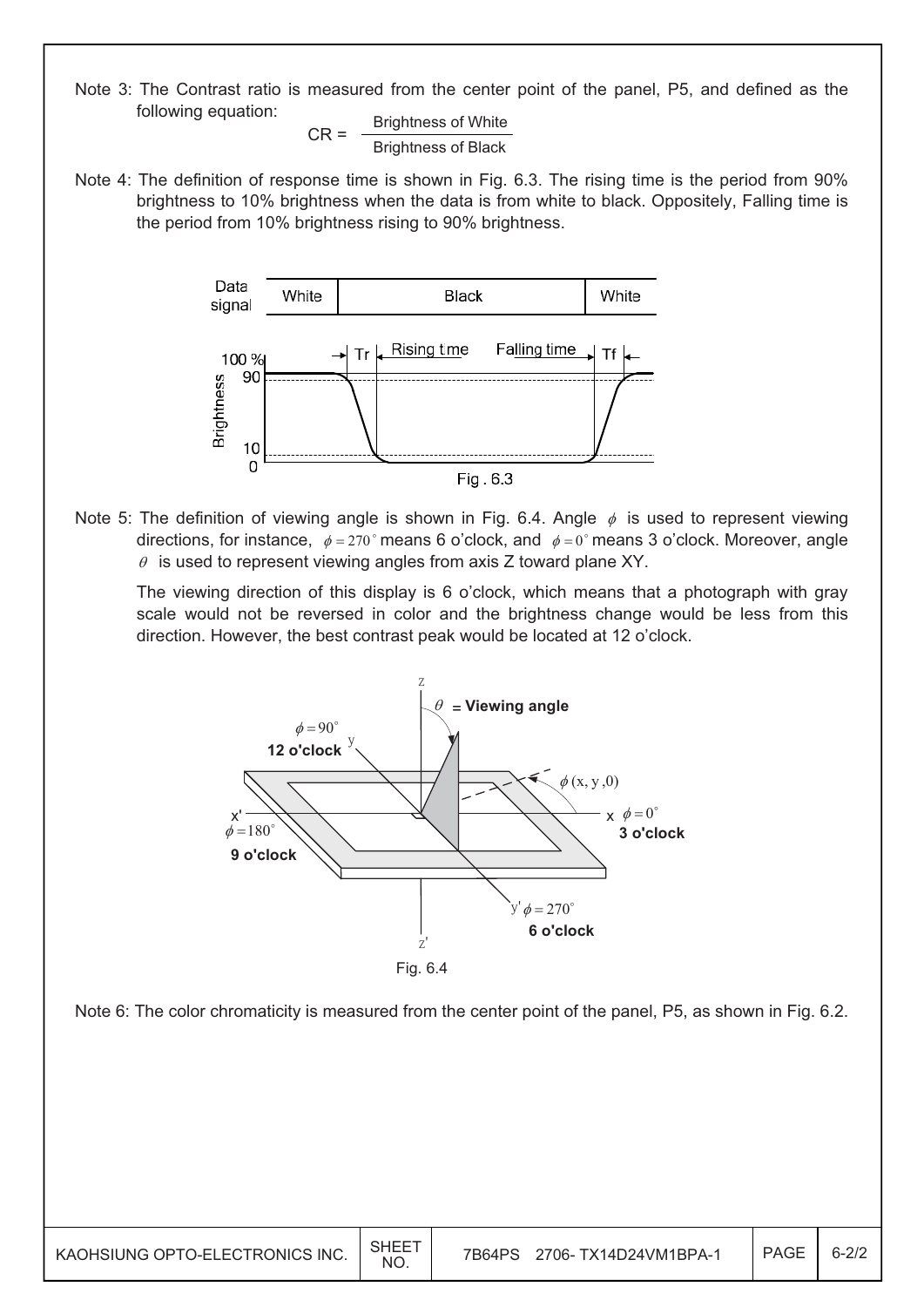Note 3: The Contrast ratio is measured from the center point of the panel, P5, and defined as the following equation:

$$CR = \frac{\text{Brightness of White}}{\text{Brightness of Black}}$$

Note 4: The definition of response time is shown in Fig. 6.3. The rising time is the period from 90% brightness to 10% brightness when the data is from white to black. Oppositely, Falling time is the period from 10% brightness rising to 90% brightness.

Fig . 6.3

Note 5: The definition of viewing angle is shown in Fig. 6.4. Angle $\phi$ is used to represent viewing directions, for instance, $\phi = 270^\circ$ means 6 o'clock, and $\phi = 0^\circ$ means 3 o'clock. Moreover, angle $\theta$ is used to represent viewing angles from axis Z toward plane XY.

The viewing direction of this display is 6 o'clock, which means that a photograph with gray scale would not be reversed in color and the brightness change would be less from this direction. However, the best contrast peak would be located at 12 o'clock.

Fig. 6.4

Note 6: The color chromaticity is measured from the center point of the panel, P5, as shown in Fig. 6.2.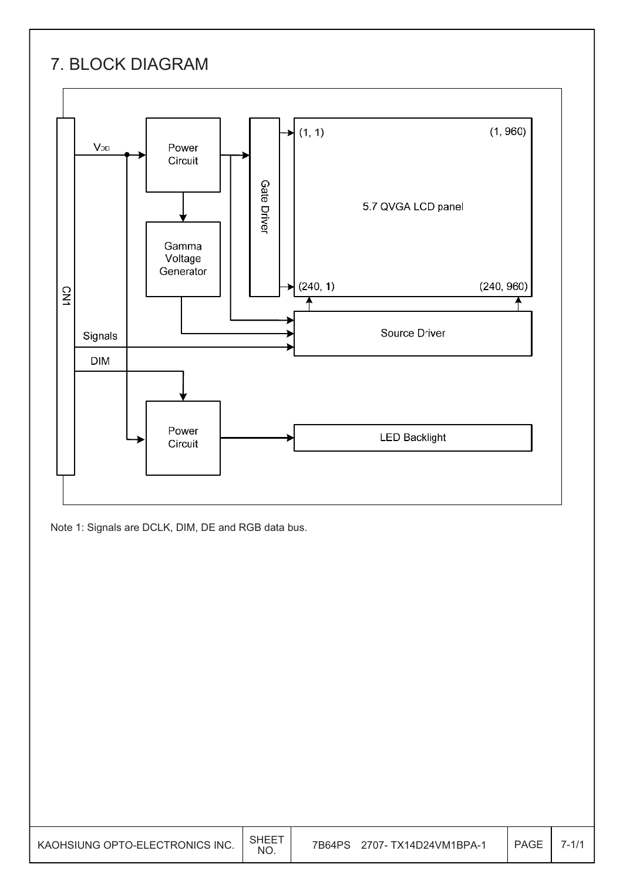# 7. BLOCK DIAGRAM

Note 1: Signals are DCLK, DIM, DE and RGB data bus.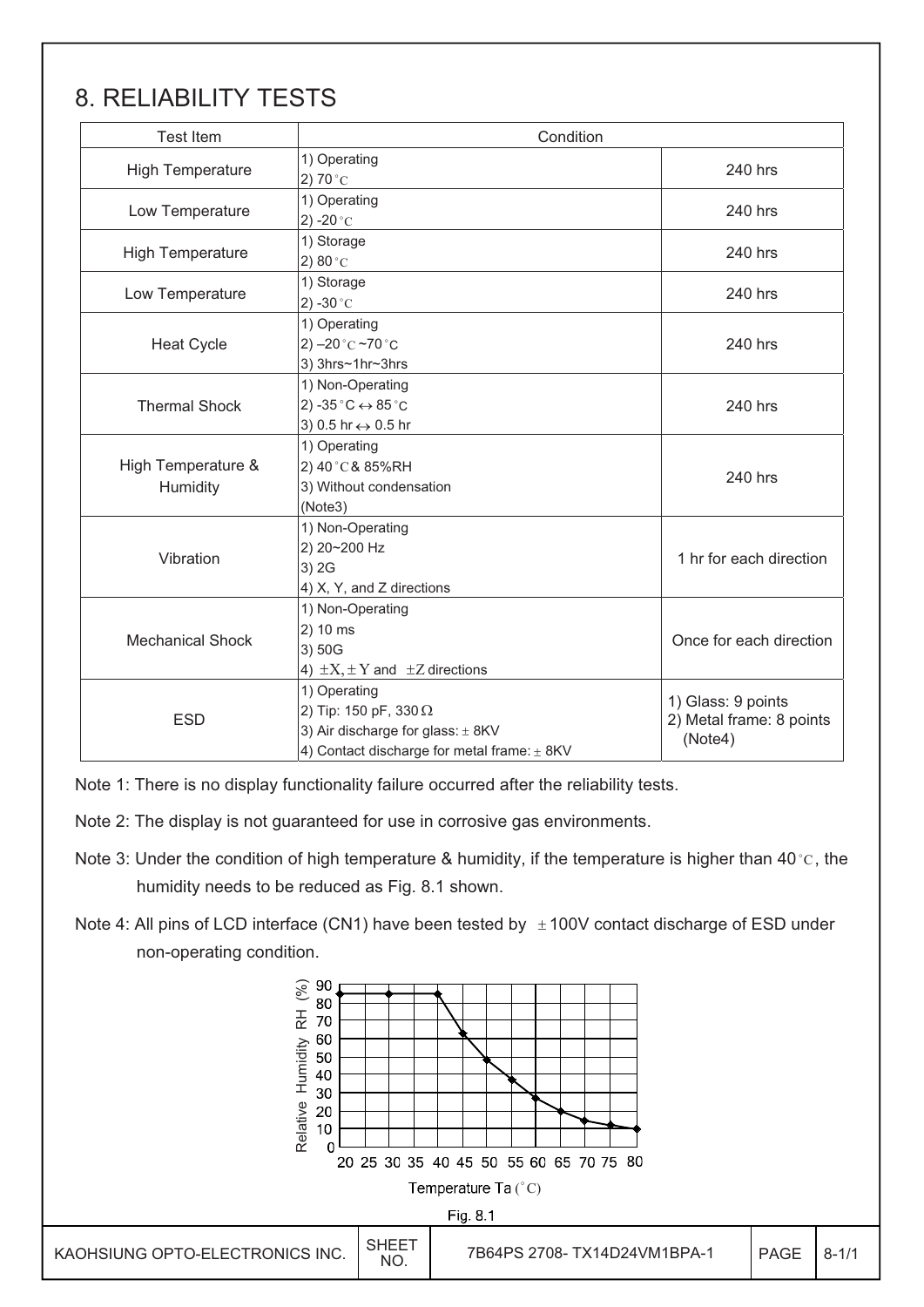# 8. RELIABILITY TESTS

| Test Item | Condition | |
|---|---|---|
| High Temperature | 1) Operating<br>2) 70°C | 240 hrs |
| Low Temperature | 1) Operating<br>2) -20°C | 240 hrs |
| High Temperature | 1) Storage<br>2) 80°C | 240 hrs |
| Low Temperature | 1) Storage<br>2) -30°C | 240 hrs |
| Heat Cycle | 1) Operating<br>2) –20°C ~70°C<br>3) 3hrs~1hr~3hrs | 240 hrs |
| Thermal Shock | 1) Non-Operating<br>2) -35°C ↔ 85°C<br>3) 0.5 hr ↔ 0.5 hr | 240 hrs |
| High Temperature & Humidity | 1) Operating<br>2) 40°C & 85%RH<br>3) Without condensation<br>(Note3) | 240 hrs |
| Vibration | 1) Non-Operating<br>2) 20~200 Hz<br>3) 2G<br>4) X, Y, and Z directions | 1 hr for each direction |
| Mechanical Shock | 1) Non-Operating<br>2) 10 ms<br>3) 50G<br>4) $\pm X, \pm Y$ and $\pm Z$ directions | Once for each direction |
| ESD | 1) Operating<br>2) Tip: 150 pF, 330 Ω<br>3) Air discharge for glass: ± 8KV<br>4) Contact discharge for metal frame: ± 8KV | 1) Glass: 9 points<br>2) Metal frame: 8 points (Note4) |

Note 1: There is no display functionality failure occurred after the reliability tests.

Note 2: The display is not guaranteed for use in corrosive gas environments.

Note 3: Under the condition of high temperature & humidity, if the temperature is higher than 40°C, the humidity needs to be reduced as Fig. 8.1 shown.

Note 4: All pins of LCD interface (CN1) have been tested by ±100V contact discharge of ESD under non-operating condition.

Fig. 8.1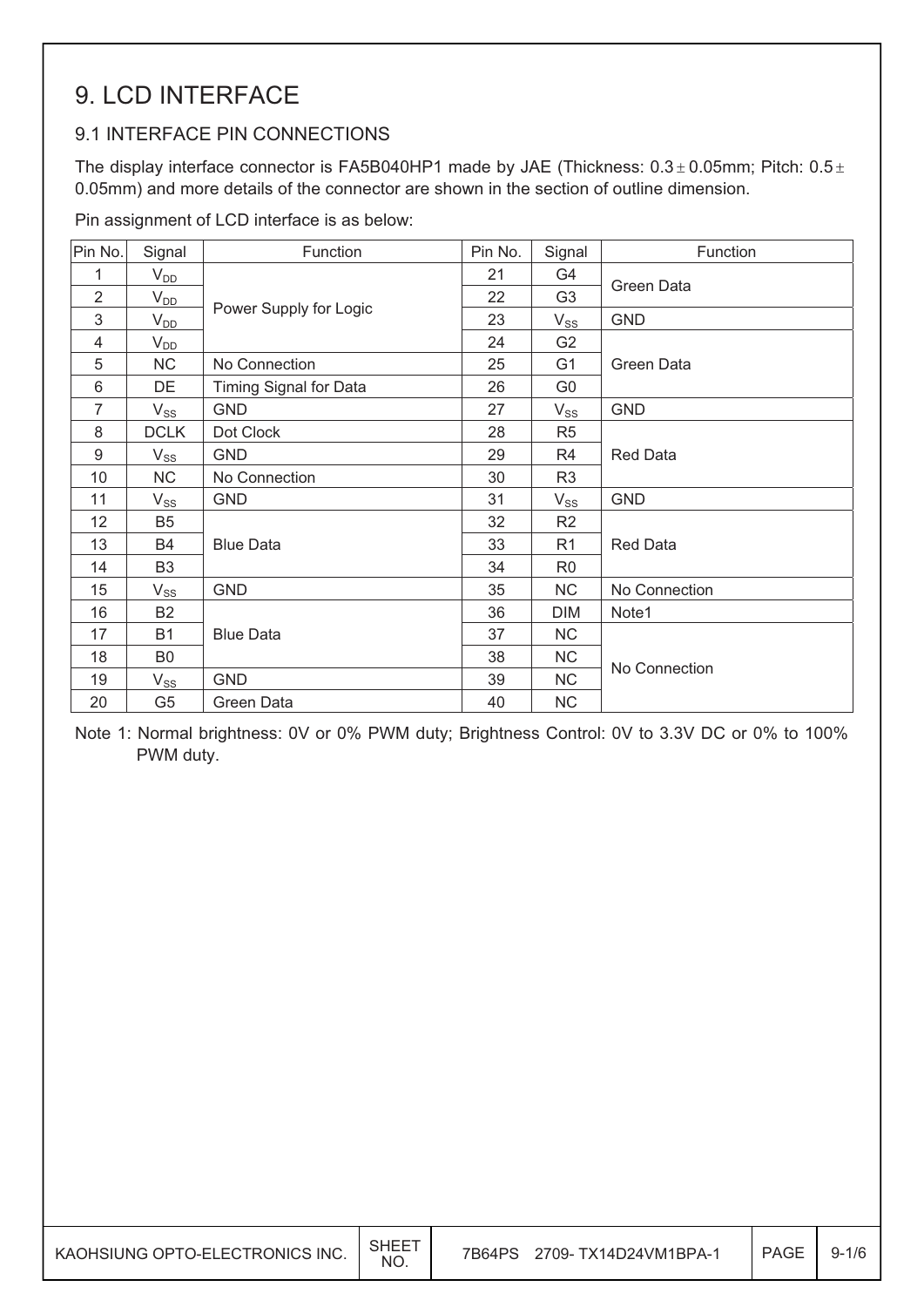# 9. LCD INTERFACE

## 9.1 INTERFACE PIN CONNECTIONS

The display interface connector is FA5B040HP1 made by JAE (Thickness: 0.3 ± 0.05mm; Pitch: 0.5 ± 0.05mm) and more details of the connector are shown in the section of outline dimension.

Pin assignment of LCD interface is as below:

| Pin No. | Signal | Function | Pin No. | Signal | Function |
|---|---|---|---|---|---|
| 1 | $V_{DD}$ | Power Supply for Logic | 21 | G4 | Green Data |
| 2 | $V_{DD}$ | | 22 | G3 | |
| 3 | $V_{DD}$ | | 23 | $V_{SS}$ | GND |
| 4 | $V_{DD}$ | | 24 | G2 | Green Data |
| 5 | NC | No Connection | 25 | G1 | |
| 6 | DE | Timing Signal for Data | 26 | G0 | |
| 7 | $V_{SS}$ | GND | 27 | $V_{SS}$ | GND |
| 8 | DCLK | Dot Clock | 28 | R5 | Red Data |
| 9 | $V_{SS}$ | GND | 29 | R4 | |
| 10 | NC | No Connection | 30 | R3 | |
| 11 | $V_{SS}$ | GND | 31 | $V_{SS}$ | GND |
| 12 | B5 | Blue Data | 32 | R2 | Red Data |
| 13 | B4 | | 33 | R1 | |
| 14 | B3 | | 34 | R0 | |
| 15 | $V_{SS}$ | GND | 35 | NC | No Connection |
| 16 | B2 | Blue Data | 36 | DIM | Note1 |
| 17 | B1 | | 37 | NC | No Connection |
| 18 | B0 | | 38 | NC | |
| 19 | $V_{SS}$ | GND | 39 | NC | |
| 20 | G5 | Green Data | 40 | NC | |

Note 1: Normal brightness: 0V or 0% PWM duty; Brightness Control: 0V to 3.3V DC or 0% to 100% PWM duty.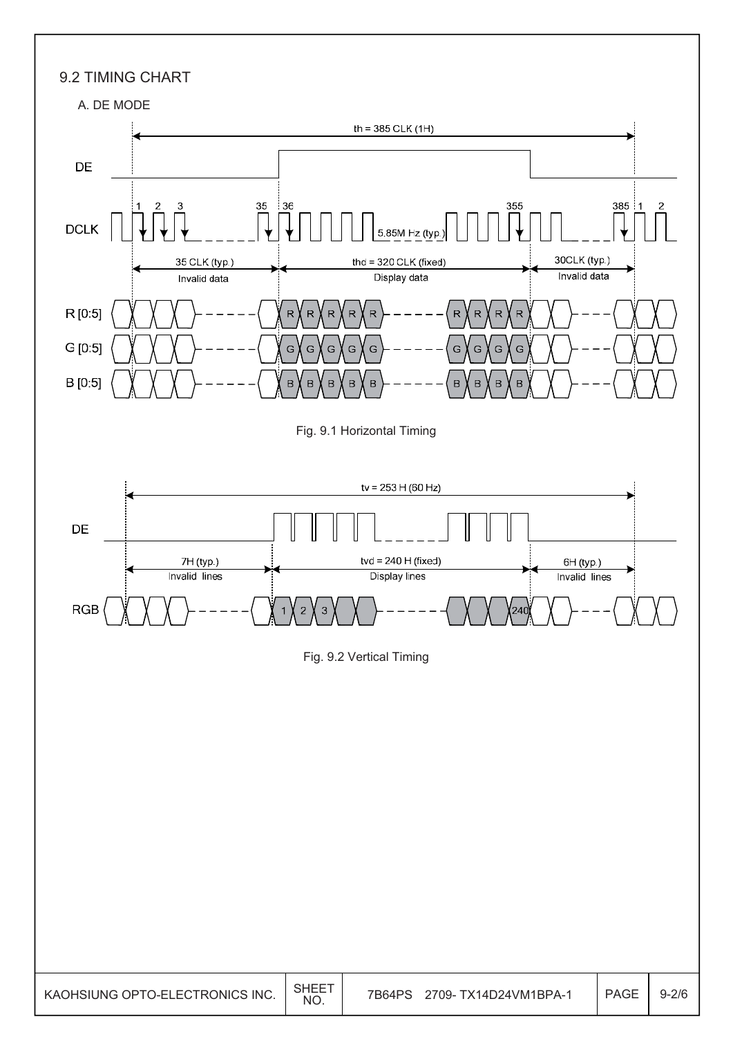## 9.2 TIMING CHART

### A. DE MODE

th = 385 CLK (1H)

DE

DCLK — 1, 2, 3, 35, 36, 355, 385, 1, 2 — 5.85M Hz (typ.)

35 CLK (typ.) Invalid data | thd = 320 CLK (fixed) Display data | 30CLK (typ.) Invalid data

R [0:5]

G [0:5]

B [0:5]

Fig. 9.1 Horizontal Timing

tv = 253 H (60 Hz)

DE

7H (typ.) Invalid lines | tvd = 240 H (fixed) Display lines | 6H (typ.) Invalid lines

RGB — 1, 2, 3, 240

Fig. 9.2 Vertical Timing

| KAOHSIUNG OPTO-ELECTRONICS INC. | SHEET NO. | 7B64PS 2709- TX14D24VM1BPA-1 | PAGE | 9-2/6 |
|---|---|---|---|---|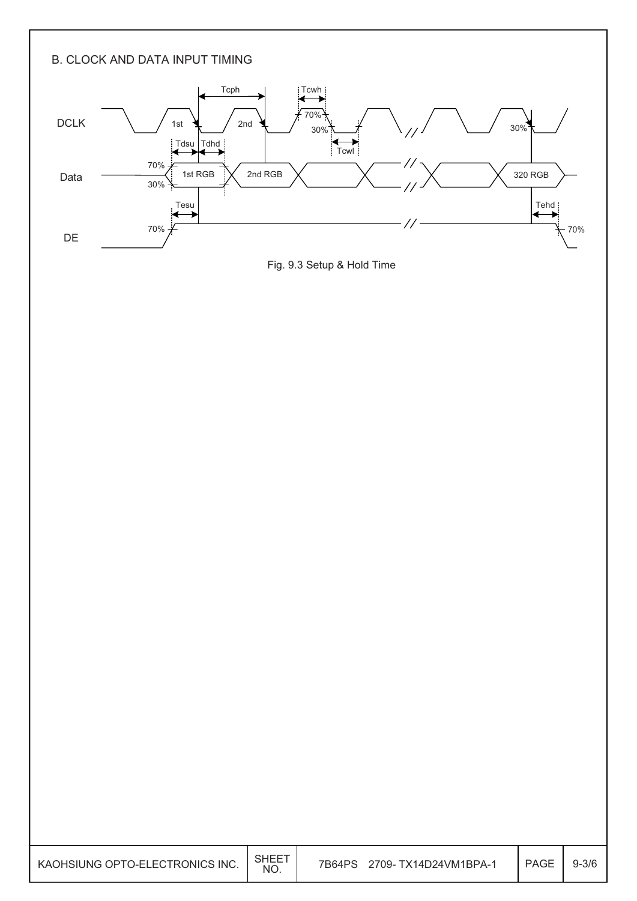B. CLOCK AND DATA INPUT TIMING

Fig. 9.3 Setup & Hold Time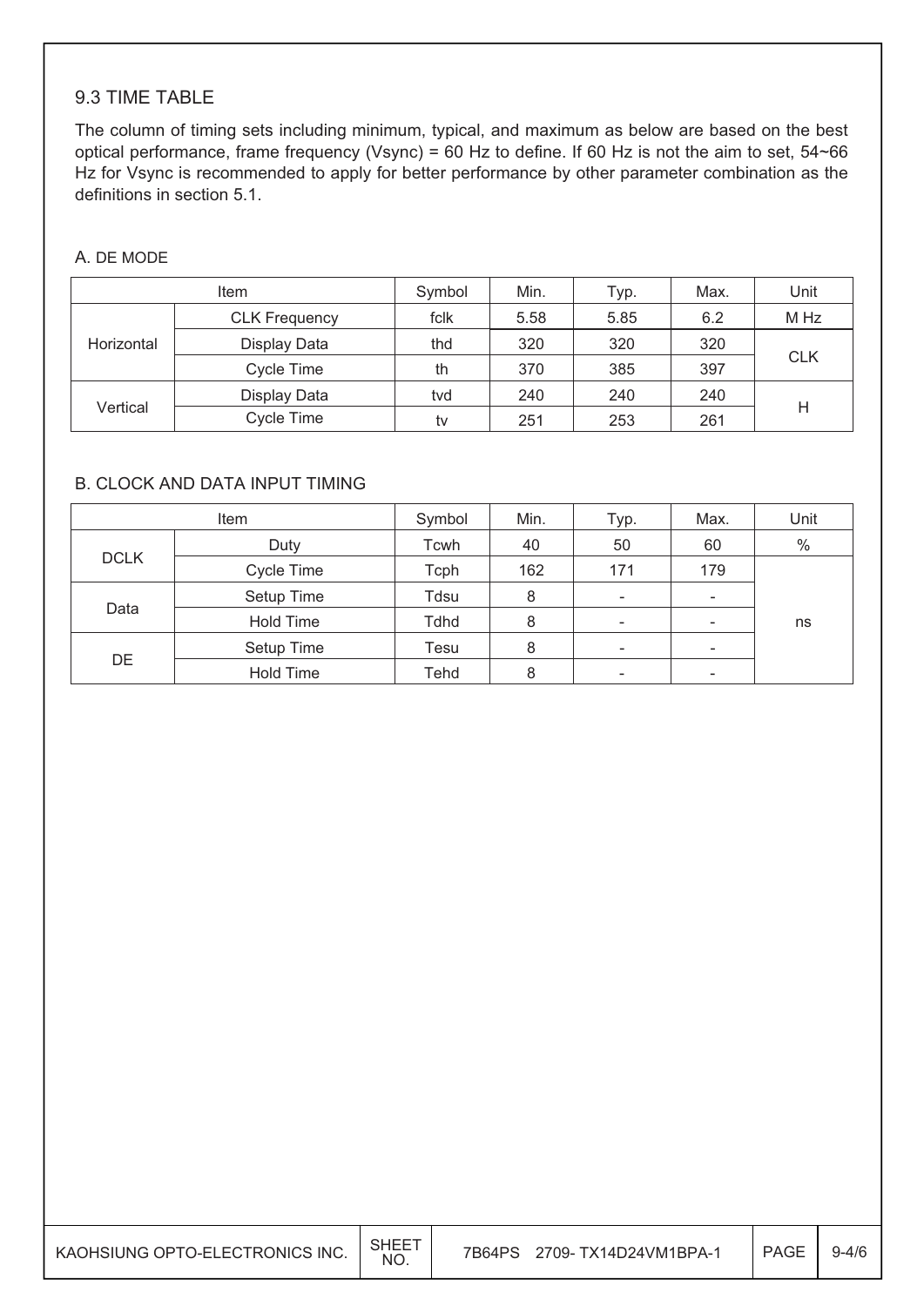## 9.3 TIME TABLE

The column of timing sets including minimum, typical, and maximum as below are based on the best optical performance, frame frequency (Vsync) = 60 Hz to define. If 60 Hz is not the aim to set, 54~66 Hz for Vsync is recommended to apply for better performance by other parameter combination as the definitions in section 5.1.

### A. DE MODE

| Item | | Symbol | Min. | Typ. | Max. | Unit |
|---|---|---|---|---|---|---|
| Horizontal | CLK Frequency | fclk | 5.58 | 5.85 | 6.2 | M Hz |
| | Display Data | thd | 320 | 320 | 320 | CLK |
| | Cycle Time | th | 370 | 385 | 397 | |
| Vertical | Display Data | tvd | 240 | 240 | 240 | H |
| | Cycle Time | tv | 251 | 253 | 261 | |

### B. CLOCK AND DATA INPUT TIMING

| Item | | Symbol | Min. | Typ. | Max. | Unit |
|---|---|---|---|---|---|---|
| DCLK | Duty | Tcwh | 40 | 50 | 60 | % |
| | Cycle Time | Tcph | 162 | 171 | 179 | ns |
| Data | Setup Time | Tdsu | 8 | - | - | |
| | Hold Time | Tdhd | 8 | - | - | |
| DE | Setup Time | Tesu | 8 | - | - | |
| | Hold Time | Tehd | 8 | - | - | |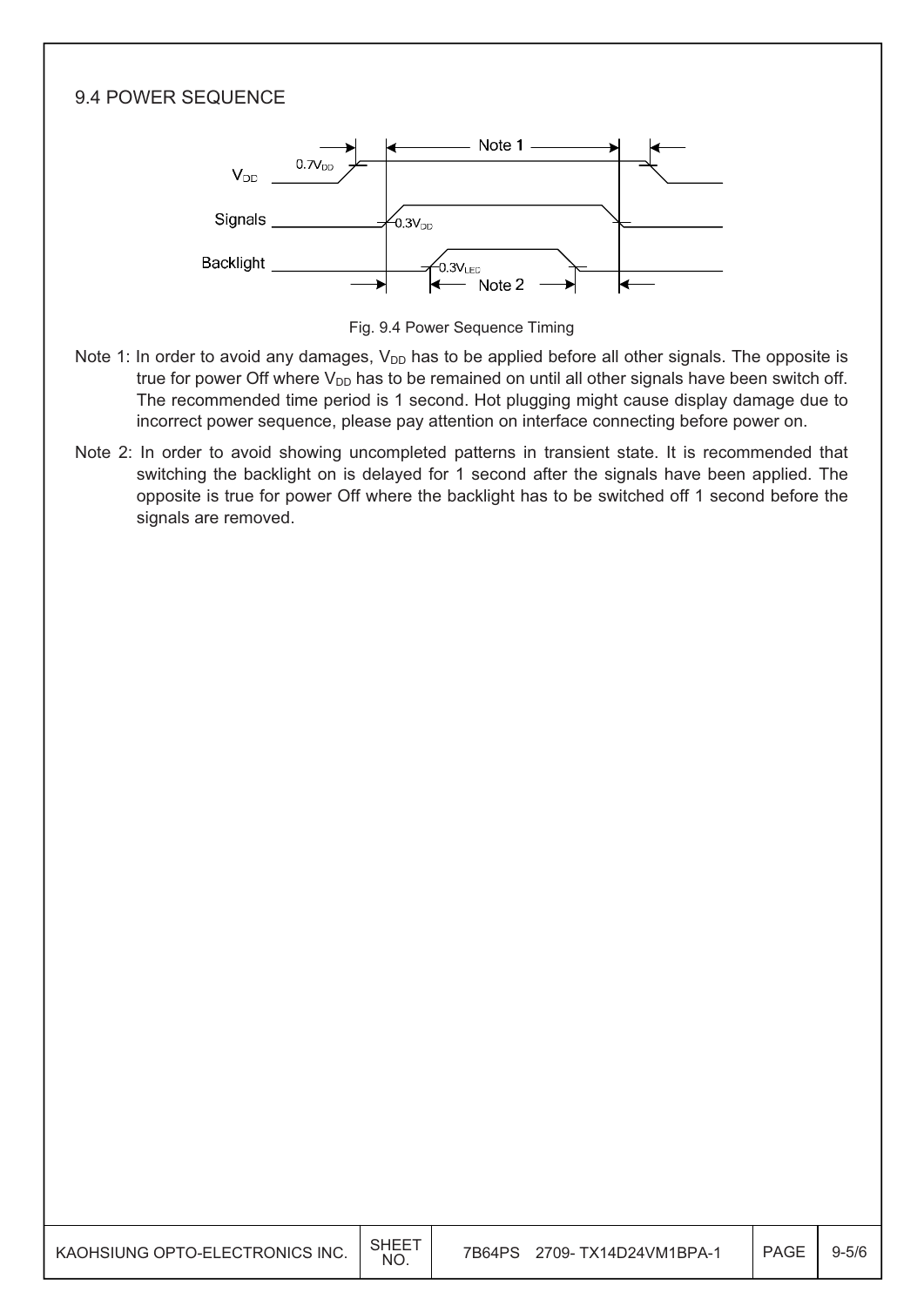## 9.4 POWER SEQUENCE

Fig. 9.4 Power Sequence Timing

Note 1: In order to avoid any damages, $V_{DD}$ has to be applied before all other signals. The opposite is true for power Off where $V_{DD}$ has to be remained on until all other signals have been switch off. The recommended time period is 1 second. Hot plugging might cause display damage due to incorrect power sequence, please pay attention on interface connecting before power on.

Note 2: In order to avoid showing uncompleted patterns in transient state. It is recommended that switching the backlight on is delayed for 1 second after the signals have been applied. The opposite is true for power Off where the backlight has to be switched off 1 second before the signals are removed.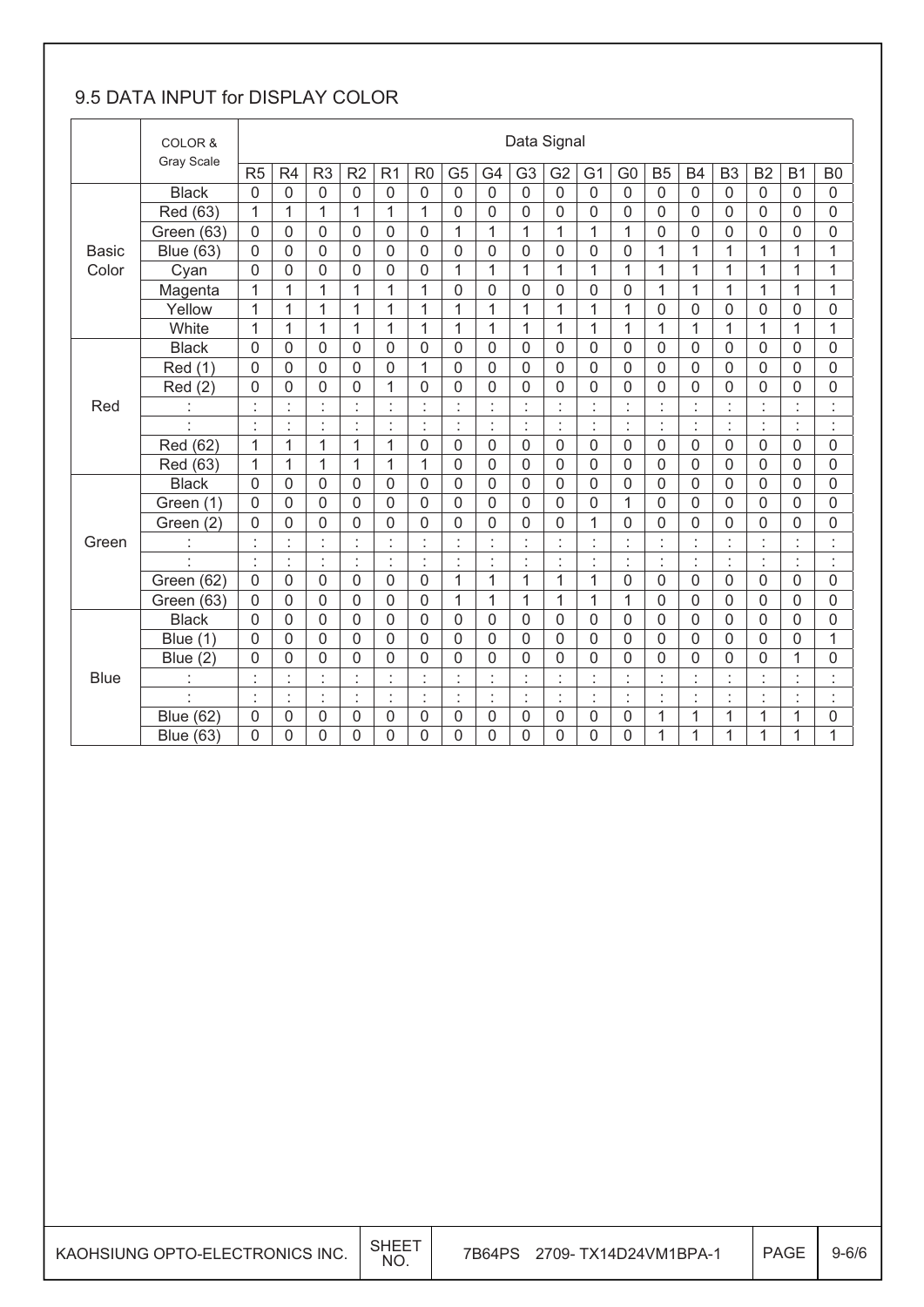## 9.5 DATA INPUT for DISPLAY COLOR

| | COLOR & Gray Scale | Data Signal | | | | | | | | | | | | | | | | | |
|---|---|---|---|---|---|---|---|---|---|---|---|---|---|---|---|---|---|---|---|
| | | R5 | R4 | R3 | R2 | R1 | R0 | G5 | G4 | G3 | G2 | G1 | G0 | B5 | B4 | B3 | B2 | B1 | B0 |
| Basic Color | Black | 0 | 0 | 0 | 0 | 0 | 0 | 0 | 0 | 0 | 0 | 0 | 0 | 0 | 0 | 0 | 0 | 0 | 0 |
| | Red (63) | 1 | 1 | 1 | 1 | 1 | 1 | 0 | 0 | 0 | 0 | 0 | 0 | 0 | 0 | 0 | 0 | 0 | 0 |
| | Green (63) | 0 | 0 | 0 | 0 | 0 | 0 | 1 | 1 | 1 | 1 | 1 | 1 | 0 | 0 | 0 | 0 | 0 | 0 |
| | Blue (63) | 0 | 0 | 0 | 0 | 0 | 0 | 0 | 0 | 0 | 0 | 0 | 0 | 1 | 1 | 1 | 1 | 1 | 1 |
| | Cyan | 0 | 0 | 0 | 0 | 0 | 0 | 1 | 1 | 1 | 1 | 1 | 1 | 1 | 1 | 1 | 1 | 1 | 1 |
| | Magenta | 1 | 1 | 1 | 1 | 1 | 1 | 0 | 0 | 0 | 0 | 0 | 0 | 1 | 1 | 1 | 1 | 1 | 1 |
| | Yellow | 1 | 1 | 1 | 1 | 1 | 1 | 1 | 1 | 1 | 1 | 1 | 1 | 0 | 0 | 0 | 0 | 0 | 0 |
| | White | 1 | 1 | 1 | 1 | 1 | 1 | 1 | 1 | 1 | 1 | 1 | 1 | 1 | 1 | 1 | 1 | 1 | 1 |
| Red | Black | 0 | 0 | 0 | 0 | 0 | 0 | 0 | 0 | 0 | 0 | 0 | 0 | 0 | 0 | 0 | 0 | 0 | 0 |
| | Red (1) | 0 | 0 | 0 | 0 | 0 | 1 | 0 | 0 | 0 | 0 | 0 | 0 | 0 | 0 | 0 | 0 | 0 | 0 |
| | Red (2) | 0 | 0 | 0 | 0 | 1 | 0 | 0 | 0 | 0 | 0 | 0 | 0 | 0 | 0 | 0 | 0 | 0 | 0 |
| | : | : | : | : | : | : | : | : | : | : | : | : | : | : | : | : | : | : | : |
| | : | : | : | : | : | : | : | : | : | : | : | : | : | : | : | : | : | : | : |
| | Red (62) | 1 | 1 | 1 | 1 | 1 | 0 | 0 | 0 | 0 | 0 | 0 | 0 | 0 | 0 | 0 | 0 | 0 | 0 |
| | Red (63) | 1 | 1 | 1 | 1 | 1 | 1 | 0 | 0 | 0 | 0 | 0 | 0 | 0 | 0 | 0 | 0 | 0 | 0 |
| Green | Black | 0 | 0 | 0 | 0 | 0 | 0 | 0 | 0 | 0 | 0 | 0 | 0 | 0 | 0 | 0 | 0 | 0 | 0 |
| | Green (1) | 0 | 0 | 0 | 0 | 0 | 0 | 0 | 0 | 0 | 0 | 0 | 1 | 0 | 0 | 0 | 0 | 0 | 0 |
| | Green (2) | 0 | 0 | 0 | 0 | 0 | 0 | 0 | 0 | 0 | 0 | 1 | 0 | 0 | 0 | 0 | 0 | 0 | 0 |
| | : | : | : | : | : | : | : | : | : | : | : | : | : | : | : | : | : | : | : |
| | : | : | : | : | : | : | : | : | : | : | : | : | : | : | : | : | : | : | : |
| | Green (62) | 0 | 0 | 0 | 0 | 0 | 0 | 1 | 1 | 1 | 1 | 1 | 0 | 0 | 0 | 0 | 0 | 0 | 0 |
| | Green (63) | 0 | 0 | 0 | 0 | 0 | 0 | 1 | 1 | 1 | 1 | 1 | 1 | 0 | 0 | 0 | 0 | 0 | 0 |
| Blue | Black | 0 | 0 | 0 | 0 | 0 | 0 | 0 | 0 | 0 | 0 | 0 | 0 | 0 | 0 | 0 | 0 | 0 | 0 |
| | Blue (1) | 0 | 0 | 0 | 0 | 0 | 0 | 0 | 0 | 0 | 0 | 0 | 0 | 0 | 0 | 0 | 0 | 0 | 1 |
| | Blue (2) | 0 | 0 | 0 | 0 | 0 | 0 | 0 | 0 | 0 | 0 | 0 | 0 | 0 | 0 | 0 | 0 | 1 | 0 |
| | : | : | : | : | : | : | : | : | : | : | : | : | : | : | : | : | : | : | : |
| | : | : | : | : | : | : | : | : | : | : | : | : | : | : | : | : | : | : | : |
| | Blue (62) | 0 | 0 | 0 | 0 | 0 | 0 | 0 | 0 | 0 | 0 | 0 | 0 | 1 | 1 | 1 | 1 | 1 | 0 |
| | Blue (63) | 0 | 0 | 0 | 0 | 0 | 0 | 0 | 0 | 0 | 0 | 0 | 0 | 1 | 1 | 1 | 1 | 1 | 1 |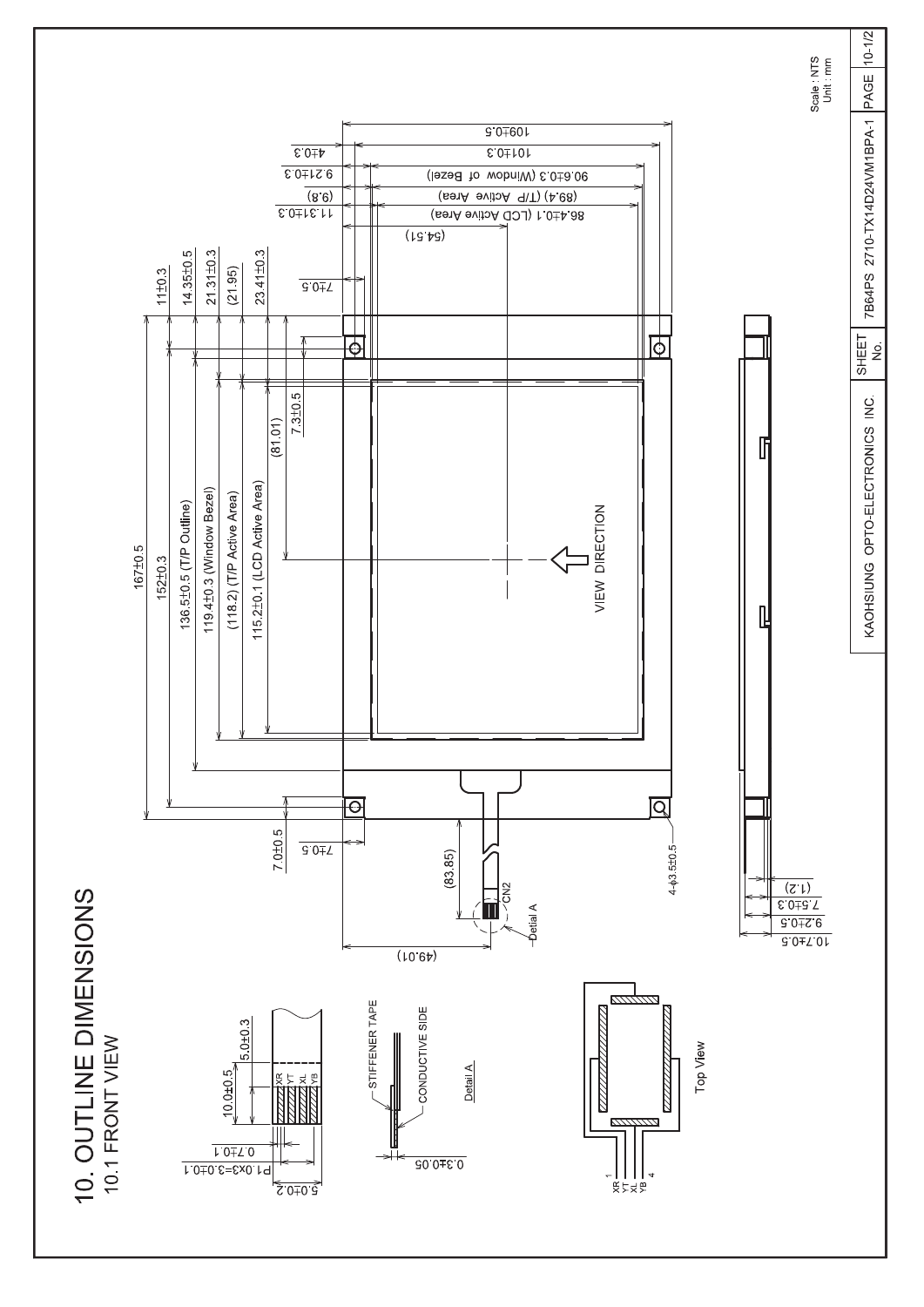# 10. OUTLINE DIMENSIONS

## 10.1 FRONT VIEW

Scale : NTS
Unit : mm

167±0.5
152±0.3
136.5±0.5 (T/P Outline)
119.4±0.3 (Window Bezel)
(118.2) (T/P Active Area)
115.2±0.1 (LCD Active Area)
(81.01)
7.3±0.5
11±0.3
14.35±0.5
21.31±0.3
(21.95)
23.41±0.3
7.0±0.5
7±0.5

109±0.5
101±0.3
90.6±0.3 (Window of Bezel)
(89.4) (T/P Active Area)
86.4±0.1 (LCD Active Area)
(54.51)
4±0.3
9.21±0.3
(9.8)
11.31±0.3

VIEW DIRECTION

(83.85)
(49.01)
CN2
Detail A
4-φ3.5±0.5

(1.2)
7.5±0.3
9.2±0.5
10.7±0.5

10.0±0.5
5.0±0.3
XR YT XL YB
0.7±0.1
P1.0x3=3.0±0.1
5.0±0.2

STIFFENER TAPE
CONDUCTIVE SIDE
0.3±0.05
Detail A

XR 1
YT
XL
YB 4
Top View

| KAOHSIUNG OPTO-ELECTRONICS INC. | SHEET No. | 7B64PS 2710-TX14D24VM1BPA-1 | PAGE | 10-1/2 |
|---|---|---|---|---|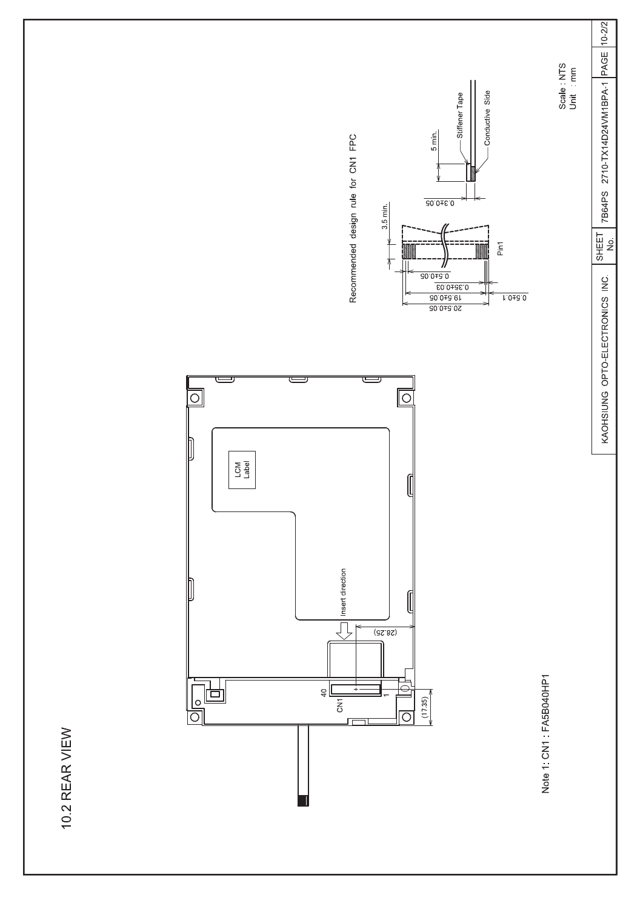## 10.2 REAR VIEW

LCM Label

Insert direction

(28.25)

40

CN1

1

(17.35)

Note 1: CN1 : FA5B040HP1

Recommended design rule for CN1 FPC

3.5 min.

0.5±0.05

0.35±0.03

19.5±0.05

20.5±0.05

0.5±0.1

Pin1

0.3±0.05

5 min.

Stiffener Tape

Conductive Side

Scale : NTS
Unit : mm

| KAOHSIUNG OPTO-ELECTRONICS INC. | SHEET No. | 7B64PS 2710-TX14D24VM1BPA-1 | PAGE | 10-2/2 |
|---|---|---|---|---|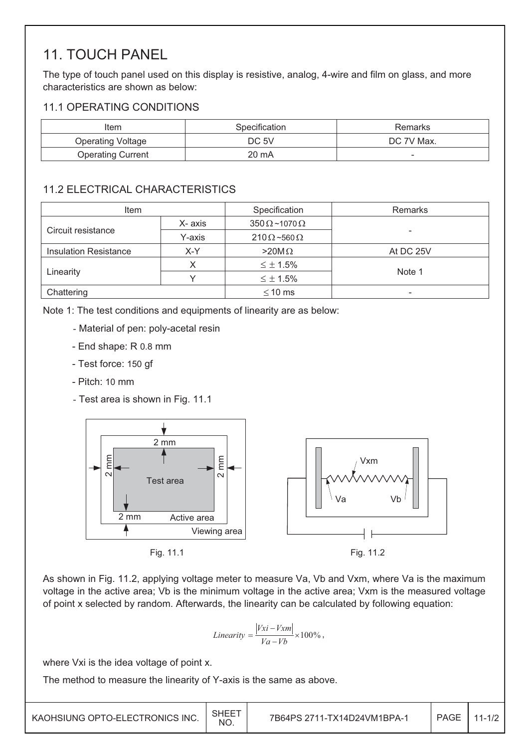# 11. TOUCH PANEL

The type of touch panel used on this display is resistive, analog, 4-wire and film on glass, and more characteristics are shown as below:

## 11.1 OPERATING CONDITIONS

| Item | Specification | Remarks |
|---|---|---|
| Operating Voltage | DC 5V | DC 7V Max. |
| Operating Current | 20 mA | - |

## 11.2 ELECTRICAL CHARACTERISTICS

| Item | | Specification | Remarks |
|---|---|---|---|
| Circuit resistance | X- axis | 350Ω~1070Ω | - |
| | Y-axis | 210Ω~560Ω | |
| Insulation Resistance | X-Y | >20MΩ | At DC 25V |
| Linearity | X | ≤ ± 1.5% | Note 1 |
| | Y | ≤ ± 1.5% | |
| Chattering | | ≤ 10 ms | - |

Note 1: The test conditions and equipments of linearity are as below:

- Material of pen: poly-acetal resin
- End shape: R 0.8 mm
- Test force: 150 gf
- Pitch: 10 mm
- Test area is shown in Fig. 11.1

Fig. 11.1

Fig. 11.2

As shown in Fig. 11.2, applying voltage meter to measure Va, Vb and Vxm, where Va is the maximum voltage in the active area; Vb is the minimum voltage in the active area; Vxm is the measured voltage of point x selected by random. Afterwards, the linearity can be calculated by following equation:

$$Linearity = \frac{|Vxi - Vxm|}{Va - Vb} \times 100\%,$$

where Vxi is the idea voltage of point x.

The method to measure the linearity of Y-axis is the same as above.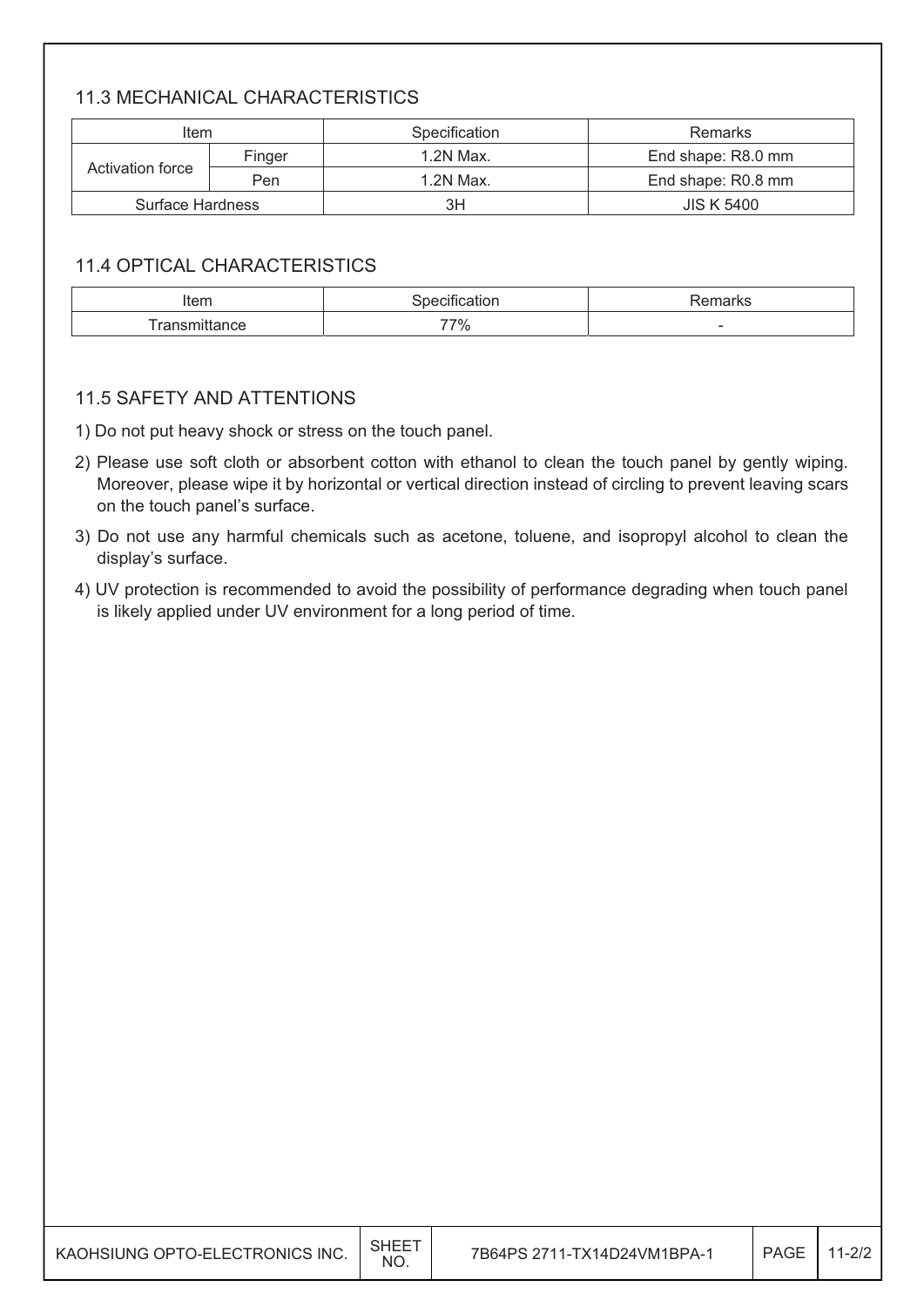### 11.3 MECHANICAL CHARACTERISTICS

| Item | | Specification | Remarks |
|---|---|---|---|
| Activation force | Finger | 1.2N Max. | End shape: R8.0 mm |
| | Pen | 1.2N Max. | End shape: R0.8 mm |
| Surface Hardness | | 3H | JIS K 5400 |

### 11.4 OPTICAL CHARACTERISTICS

| Item | Specification | Remarks |
|---|---|---|
| Transmittance | 77% | - |

### 11.5 SAFETY AND ATTENTIONS

1) Do not put heavy shock or stress on the touch panel.
2) Please use soft cloth or absorbent cotton with ethanol to clean the touch panel by gently wiping. Moreover, please wipe it by horizontal or vertical direction instead of circling to prevent leaving scars on the touch panel's surface.
3) Do not use any harmful chemicals such as acetone, toluene, and isopropyl alcohol to clean the display's surface.
4) UV protection is recommended to avoid the possibility of performance degrading when touch panel is likely applied under UV environment for a long period of time.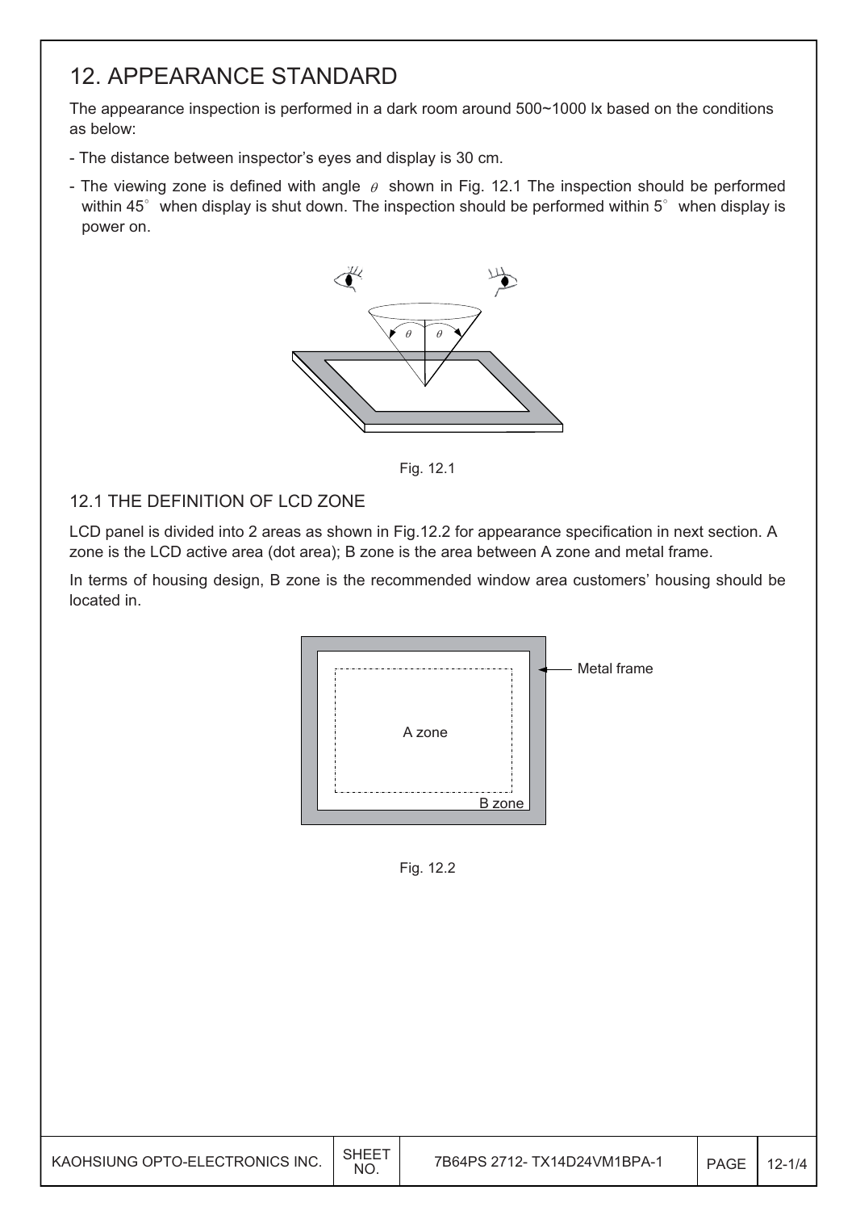# 12. APPEARANCE STANDARD

The appearance inspection is performed in a dark room around 500~1000 lx based on the conditions as below:

- The distance between inspector's eyes and display is 30 cm.
- The viewing zone is defined with angle $\theta$ shown in Fig. 12.1 The inspection should be performed within 45° when display is shut down. The inspection should be performed within 5° when display is power on.

Fig. 12.1

## 12.1 THE DEFINITION OF LCD ZONE

LCD panel is divided into 2 areas as shown in Fig.12.2 for appearance specification in next section. A zone is the LCD active area (dot area); B zone is the area between A zone and metal frame.

In terms of housing design, B zone is the recommended window area customers' housing should be located in.

Fig. 12.2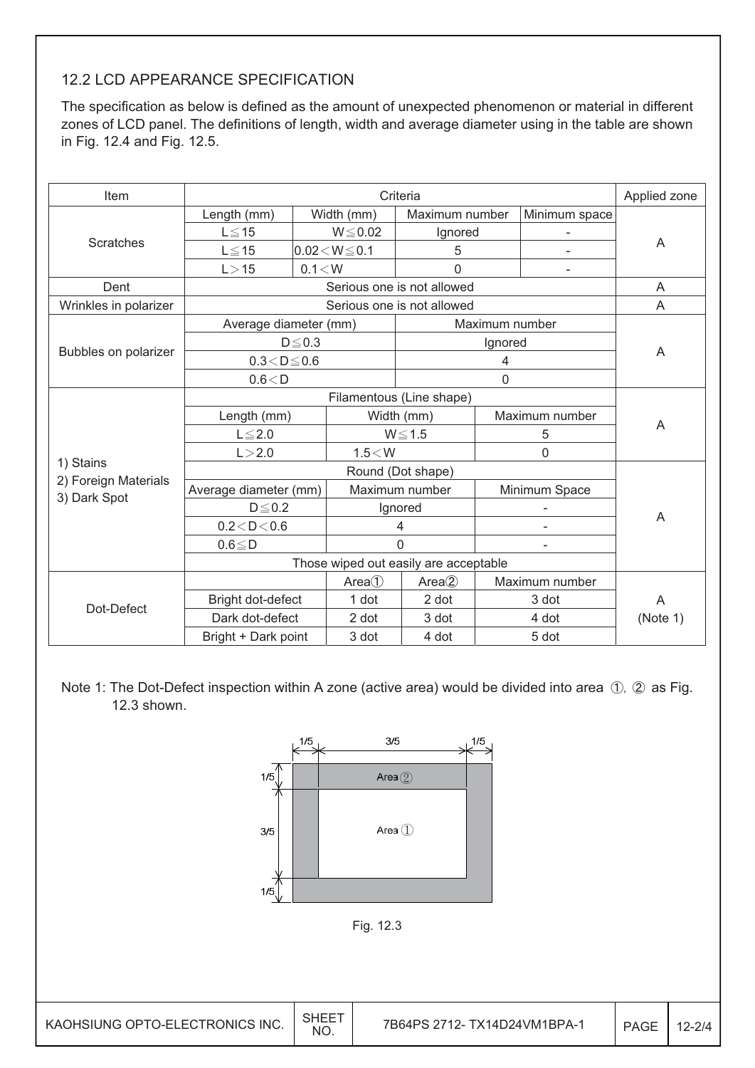## 12.2 LCD APPEARANCE SPECIFICATION

The specification as below is defined as the amount of unexpected phenomenon or material in different zones of LCD panel. The definitions of length, width and average diameter using in the table are shown in Fig. 12.4 and Fig. 12.5.

| Item | Criteria | | | | Applied zone |
|---|---|---|---|---|---|
| Scratches | Length (mm) | Width (mm) | Maximum number | Minimum space | A |
| | L≦15 | W≦0.02 | Ignored | - | |
| | L≦15 | 0.02＜W≦0.1 | 5 | - | |
| | L＞15 | 0.1＜W | 0 | - | |
| Dent | Serious one is not allowed | | | | A |
| Wrinkles in polarizer | Serious one is not allowed | | | | A |
| Bubbles on polarizer | Average diameter (mm) | | Maximum number | | A |
| | D≦0.3 | | Ignored | | |
| | 0.3＜D≦0.6 | | 4 | | |
| | 0.6＜D | | 0 | | |
| 1) Stains 2) Foreign Materials 3) Dark Spot | Filamentous (Line shape) | | | | A |
| | Length (mm) | Width (mm) | Maximum number | | |
| | L≦2.0 | W≦1.5 | 5 | | |
| | L＞2.0 | 1.5＜W | 0 | | |
| | Round (Dot shape) | | | | A |
| | Average diameter (mm) | Maximum number | Minimum Space | | |
| | D≦0.2 | Ignored | - | | |
| | 0.2＜D＜0.6 | 4 | - | | |
| | 0.6≦D | 0 | - | | |
| | Those wiped out easily are acceptable | | | | |
| Dot-Defect | | Area① | Area② | Maximum number | A (Note 1) |
| | Bright dot-defect | 1 dot | 2 dot | 3 dot | |
| | Dark dot-defect | 2 dot | 3 dot | 4 dot | |
| | Bright + Dark point | 3 dot | 4 dot | 5 dot | |

Note 1: The Dot-Defect inspection within A zone (active area) would be divided into area ①, ② as Fig. 12.3 shown.

Fig. 12.3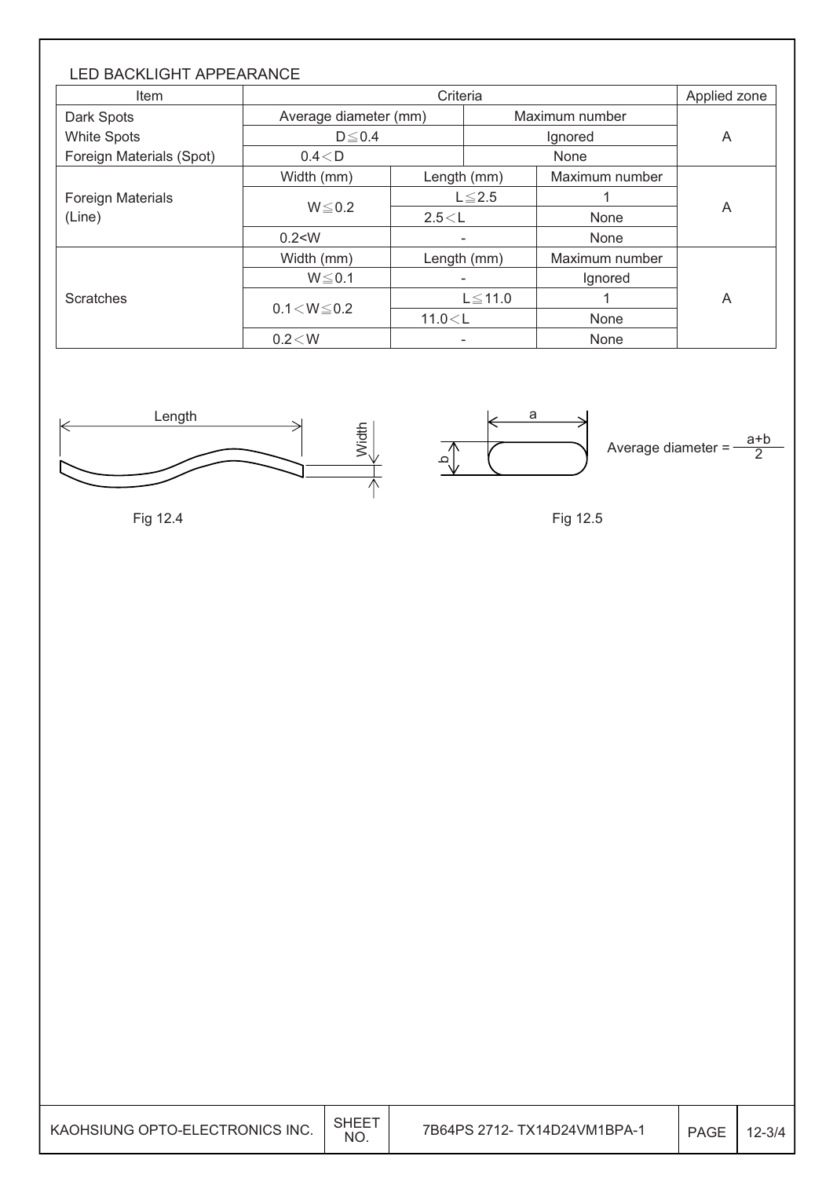LED BACKLIGHT APPEARANCE

| Item | Criteria | | | Applied zone |
|---|---|---|---|---|
| Dark Spots | Average diameter (mm) | | Maximum number | A |
| White Spots | D≦0.4 | | Ignored | |
| Foreign Materials (Spot) | 0.4＜D | | None | |
| Foreign Materials (Line) | Width (mm) | Length (mm) | Maximum number | A |
| | W≦0.2 | L≦2.5 | 1 | |
| | | 2.5＜L | None | |
| | 0.2<W | - | None | |
| Scratches | Width (mm) | Length (mm) | Maximum number | A |
| | W≦0.1 | - | Ignored | |
| | 0.1＜W≦0.2 | L≦11.0 | 1 | |
| | | 11.0＜L | None | |
| | 0.2＜W | - | None | |

Length

Width

Fig 12.4

a

b

Average diameter = $\frac{a+b}{2}$

Fig 12.5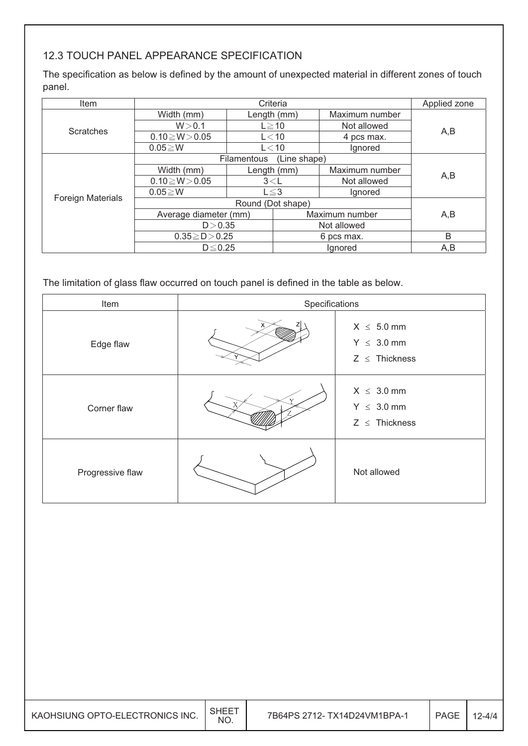### 12.3 TOUCH PANEL APPEARANCE SPECIFICATION

The specification as below is defined by the amount of unexpected material in different zones of touch panel.

| Item | Criteria | | | Applied zone |
|---|---|---|---|---|
| Scratches | Width (mm) | Length (mm) | Maximum number | A,B |
| | W＞0.1 | L≧10 | Not allowed | |
| | 0.10≧W＞0.05 | L＜10 | 4 pcs max. | |
| | 0.05≧W | L＜10 | Ignored | |
| Foreign Materials | Filamentous (Line shape) | | | A,B |
| | Width (mm) | Length (mm) | Maximum number | |
| | 0.10≧W＞0.05 | 3＜L | Not allowed | |
| | 0.05≧W | L≦3 | Ignored | |
| | Round (Dot shape) | | | A,B |
| | Average diameter (mm) | | Maximum number | |
| | D＞0.35 | | Not allowed | |
| | 0.35≧D＞0.25 | | 6 pcs max. | B |
| | D≦0.25 | | Ignored | A,B |

The limitation of glass flaw occurred on touch panel is defined in the table as below.

| Item | Specifications |
|---|---|
| Edge flaw | X ≤ 5.0 mm<br>Y ≤ 3.0 mm<br>Z ≤ Thickness |
| Corner flaw | X ≤ 3.0 mm<br>Y ≤ 3.0 mm<br>Z ≤ Thickness |
| Progressive flaw | Not allowed |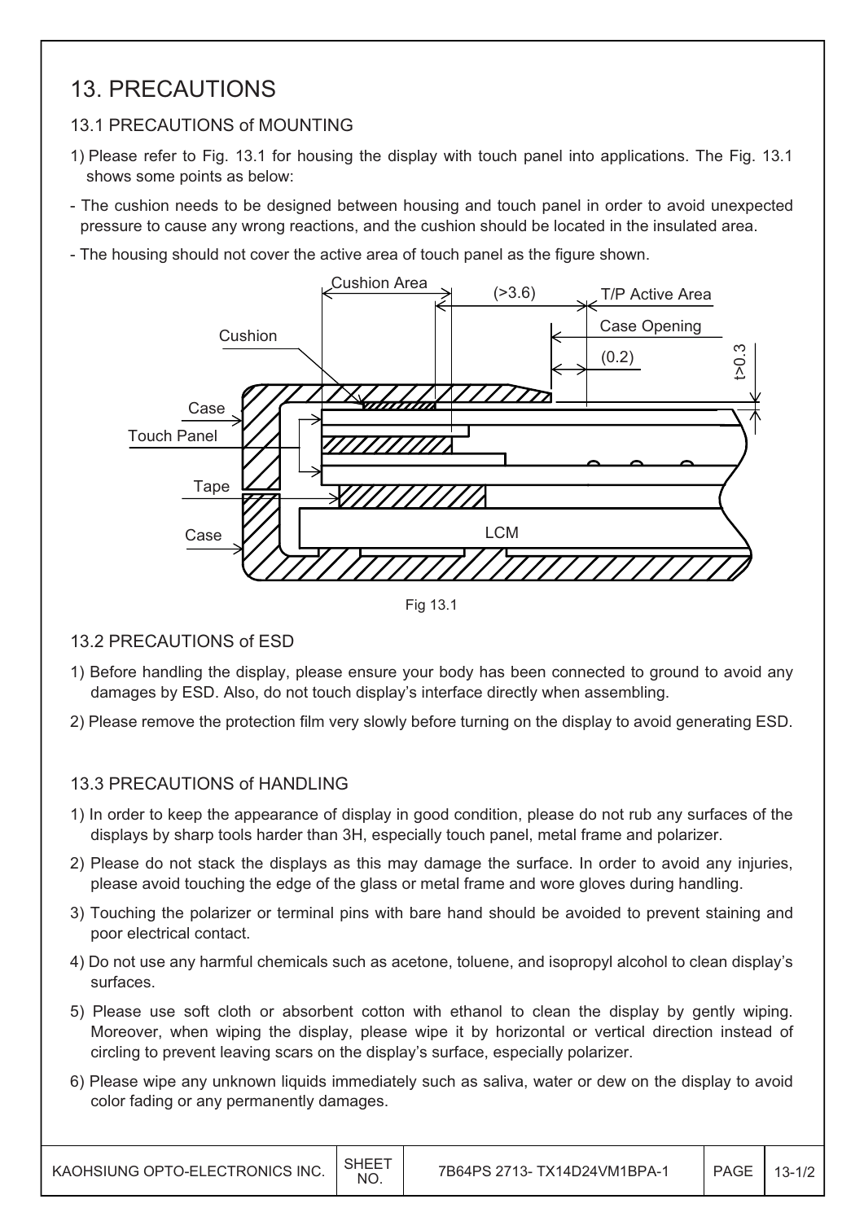# 13. PRECAUTIONS

## 13.1 PRECAUTIONS of MOUNTING

1) Please refer to Fig. 13.1 for housing the display with touch panel into applications. The Fig. 13.1 shows some points as below:

- The cushion needs to be designed between housing and touch panel in order to avoid unexpected pressure to cause any wrong reactions, and the cushion should be located in the insulated area.
- The housing should not cover the active area of touch panel as the figure shown.

Fig 13.1

## 13.2 PRECAUTIONS of ESD

1) Before handling the display, please ensure your body has been connected to ground to avoid any damages by ESD. Also, do not touch display's interface directly when assembling.
2) Please remove the protection film very slowly before turning on the display to avoid generating ESD.

## 13.3 PRECAUTIONS of HANDLING

1) In order to keep the appearance of display in good condition, please do not rub any surfaces of the displays by sharp tools harder than 3H, especially touch panel, metal frame and polarizer.
2) Please do not stack the displays as this may damage the surface. In order to avoid any injuries, please avoid touching the edge of the glass or metal frame and wore gloves during handling.
3) Touching the polarizer or terminal pins with bare hand should be avoided to prevent staining and poor electrical contact.
4) Do not use any harmful chemicals such as acetone, toluene, and isopropyl alcohol to clean display's surfaces.
5) Please use soft cloth or absorbent cotton with ethanol to clean the display by gently wiping. Moreover, when wiping the display, please wipe it by horizontal or vertical direction instead of circling to prevent leaving scars on the display's surface, especially polarizer.
6) Please wipe any unknown liquids immediately such as saliva, water or dew on the display to avoid color fading or any permanently damages.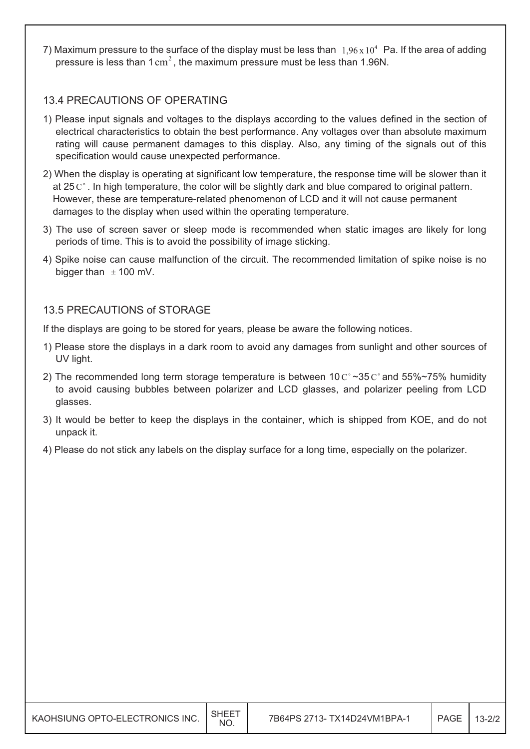7) Maximum pressure to the surface of the display must be less than $1{,}96 \times 10^4$ Pa. If the area of adding pressure is less than $1\,\mathrm{cm}^2$, the maximum pressure must be less than 1.96N.

## 13.4 PRECAUTIONS OF OPERATING

1) Please input signals and voltages to the displays according to the values defined in the section of electrical characteristics to obtain the best performance. Any voltages over than absolute maximum rating will cause permanent damages to this display. Also, any timing of the signals out of this specification would cause unexpected performance.

2) When the display is operating at significant low temperature, the response time will be slower than it at 25$\mathrm{C}^\circ$. In high temperature, the color will be slightly dark and blue compared to original pattern. However, these are temperature-related phenomenon of LCD and it will not cause permanent damages to the display when used within the operating temperature.

3) The use of screen saver or sleep mode is recommended when static images are likely for long periods of time. This is to avoid the possibility of image sticking.

4) Spike noise can cause malfunction of the circuit. The recommended limitation of spike noise is no bigger than $\pm$100 mV.

## 13.5 PRECAUTIONS of STORAGE

If the displays are going to be stored for years, please be aware the following notices.

1) Please store the displays in a dark room to avoid any damages from sunlight and other sources of UV light.

2) The recommended long term storage temperature is between 10$\mathrm{C}^\circ$~35$\mathrm{C}^\circ$ and 55%~75% humidity to avoid causing bubbles between polarizer and LCD glasses, and polarizer peeling from LCD glasses.

3) It would be better to keep the displays in the container, which is shipped from KOE, and do not unpack it.

4) Please do not stick any labels on the display surface for a long time, especially on the polarizer.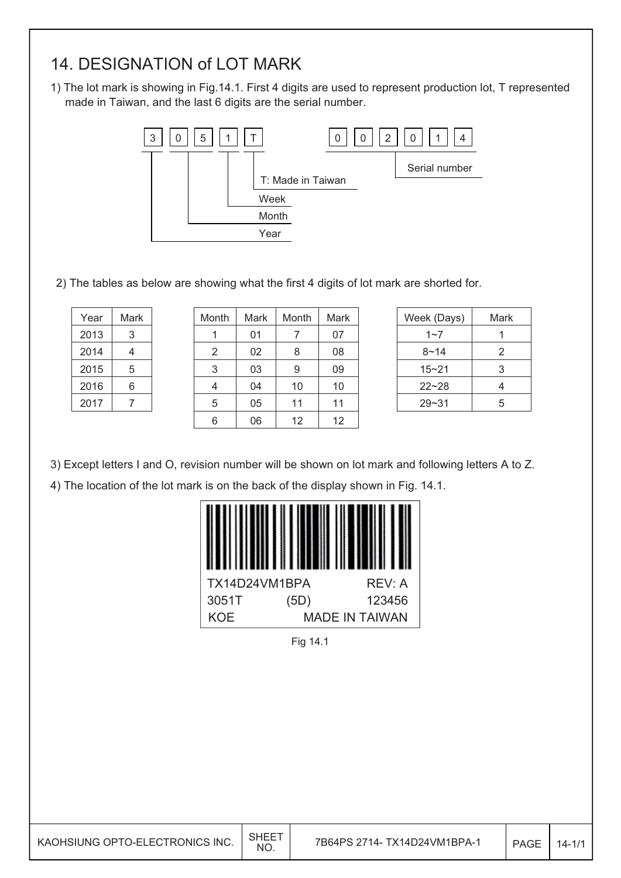# 14. DESIGNATION of LOT MARK

1) The lot mark is showing in Fig.14.1. First 4 digits are used to represent production lot, T represented made in Taiwan, and the last 6 digits are the serial number.

3 0 5 1 T 0 0 2 0 1 4

T: Made in Taiwan

Week

Month

Year

Serial number

2) The tables as below are showing what the first 4 digits of lot mark are shorted for.

| Year | Mark |
|---|---|
| 2013 | 3 |
| 2014 | 4 |
| 2015 | 5 |
| 2016 | 6 |
| 2017 | 7 |

| Month | Mark | Month | Mark |
|---|---|---|---|
| 1 | 01 | 7 | 07 |
| 2 | 02 | 8 | 08 |
| 3 | 03 | 9 | 09 |
| 4 | 04 | 10 | 10 |
| 5 | 05 | 11 | 11 |
| 6 | 06 | 12 | 12 |

| Week (Days) | Mark |
|---|---|
| 1~7 | 1 |
| 8~14 | 2 |
| 15~21 | 3 |
| 22~28 | 4 |
| 29~31 | 5 |

3) Except letters I and O, revision number will be shown on lot mark and following letters A to Z.

4) The location of the lot mark is on the back of the display shown in Fig. 14.1.

TX14D24VM1BPA REV: A

3051T (5D) 123456

KOE MADE IN TAIWAN

Fig 14.1